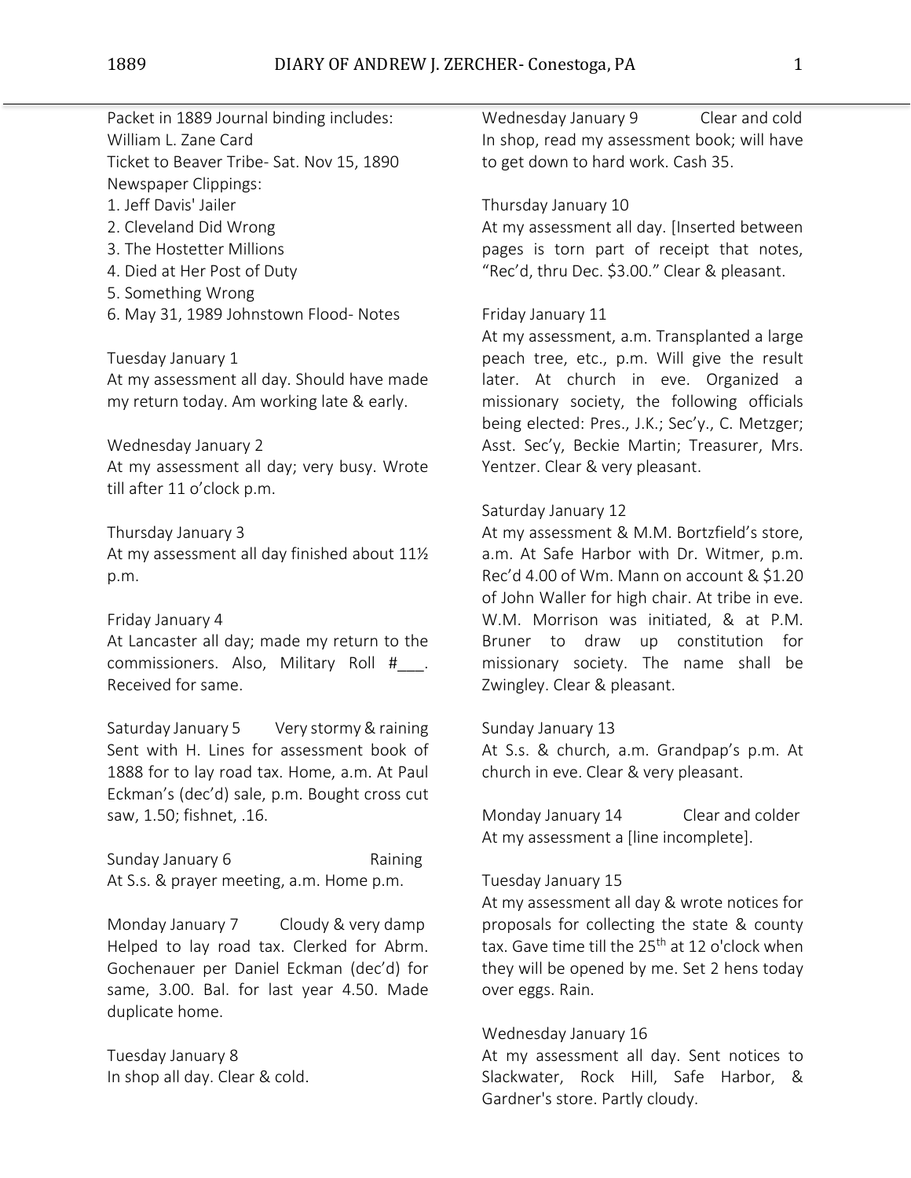Packet in 1889 Journal binding includes:
William L. Zane Card
Ticket to Beaver Tribe- Sat. Nov 15, 1890
Newspaper Clippings:
1. Jeff Davis' Jailer
2. Cleveland Did Wrong
3. The Hostetter Millions
4. Died at Her Post of Duty
5. Something Wrong
6. May 31, 1989 Johnstown Flood- Notes

Tuesday January 1
At my assessment all day. Should have made my return today. Am working late & early.

Wednesday January 2
At my assessment all day; very busy. Wrote till after 11 o'clock p.m.

Thursday January 3
At my assessment all day finished about 11½ p.m.

Friday January 4
At Lancaster all day; made my return to the commissioners. Also, Military Roll #___. Received for same.

Saturday January 5 Very stormy & raining
Sent with H. Lines for assessment book of 1888 for to lay road tax. Home, a.m. At Paul Eckman's (dec'd) sale, p.m. Bought cross cut saw, 1.50; fishnet, .16.

Sunday January 6 Raining
At S.s. & prayer meeting, a.m. Home p.m.

Monday January 7 Cloudy & very damp
Helped to lay road tax. Clerked for Abrm. Gochenauer per Daniel Eckman (dec'd) for same, 3.00. Bal. for last year 4.50. Made duplicate home.

Tuesday January 8
In shop all day. Clear & cold.

Wednesday January 9 Clear and cold
In shop, read my assessment book; will have to get down to hard work. Cash 35.

Thursday January 10
At my assessment all day. [Inserted between pages is torn part of receipt that notes, "Rec'd, thru Dec. $3.00." Clear & pleasant.

Friday January 11
At my assessment, a.m. Transplanted a large peach tree, etc., p.m. Will give the result later. At church in eve. Organized a missionary society, the following officials being elected: Pres., J.K.; Sec'y., C. Metzger; Asst. Sec'y, Beckie Martin; Treasurer, Mrs. Yentzer. Clear & very pleasant.

Saturday January 12
At my assessment & M.M. Bortzfield's store, a.m. At Safe Harbor with Dr. Witmer, p.m. Rec'd 4.00 of Wm. Mann on account & $1.20 of John Waller for high chair. At tribe in eve. W.M. Morrison was initiated, & at P.M. Bruner to draw up constitution for missionary society. The name shall be Zwingley. Clear & pleasant.

Sunday January 13
At S.s. & church, a.m. Grandpap's p.m. At church in eve. Clear & very pleasant.

Monday January 14 Clear and colder
At my assessment a [line incomplete].

Tuesday January 15
At my assessment all day & wrote notices for proposals for collecting the state & county tax. Gave time till the 25th at 12 o'clock when they will be opened by me. Set 2 hens today over eggs. Rain.

Wednesday January 16
At my assessment all day. Sent notices to Slackwater, Rock Hill, Safe Harbor, & Gardner's store. Partly cloudy.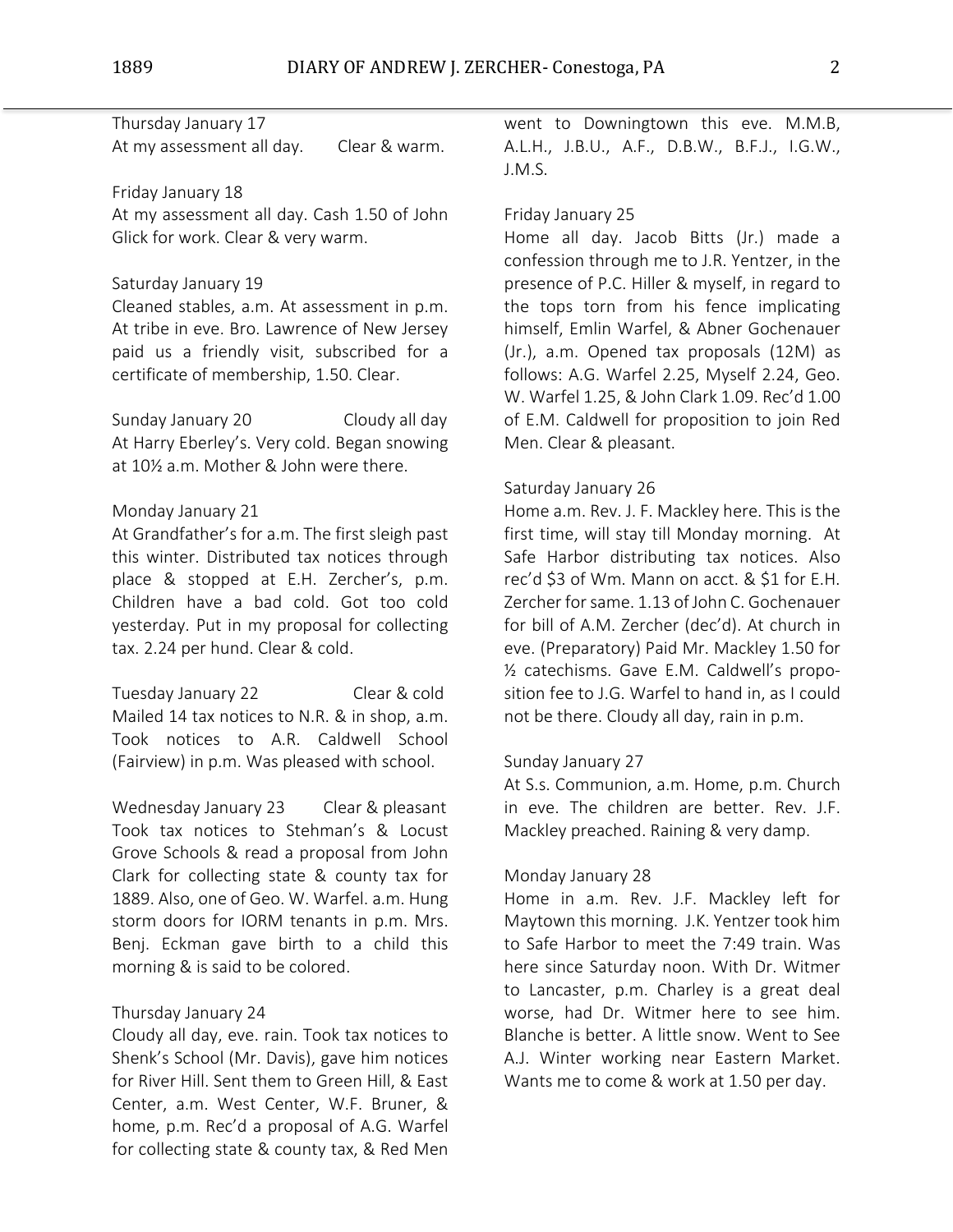Thursday January 17
At my assessment all day. Clear & warm.

Friday January 18
At my assessment all day. Cash 1.50 of John Glick for work. Clear & very warm.

Saturday January 19
Cleaned stables, a.m. At assessment in p.m. At tribe in eve. Bro. Lawrence of New Jersey paid us a friendly visit, subscribed for a certificate of membership, 1.50. Clear.

Sunday January 20 Cloudy all day
At Harry Eberley's. Very cold. Began snowing at 10½ a.m. Mother & John were there.

Monday January 21
At Grandfather's for a.m. The first sleigh past this winter. Distributed tax notices through place & stopped at E.H. Zercher's, p.m. Children have a bad cold. Got too cold yesterday. Put in my proposal for collecting tax. 2.24 per hund. Clear & cold.

Tuesday January 22 Clear & cold
Mailed 14 tax notices to N.R. & in shop, a.m. Took notices to A.R. Caldwell School (Fairview) in p.m. Was pleased with school.

Wednesday January 23 Clear & pleasant
Took tax notices to Stehman's & Locust Grove Schools & read a proposal from John Clark for collecting state & county tax for 1889. Also, one of Geo. W. Warfel. a.m. Hung storm doors for IORM tenants in p.m. Mrs. Benj. Eckman gave birth to a child this morning & is said to be colored.

Thursday January 24
Cloudy all day, eve. rain. Took tax notices to Shenk's School (Mr. Davis), gave him notices for River Hill. Sent them to Green Hill, & East Center, a.m. West Center, W.F. Bruner, & home, p.m. Rec'd a proposal of A.G. Warfel for collecting state & county tax, & Red Men went to Downingtown this eve. M.M.B, A.L.H., J.B.U., A.F., D.B.W., B.F.J., I.G.W., J.M.S.

Friday January 25
Home all day. Jacob Bitts (Jr.) made a confession through me to J.R. Yentzer, in the presence of P.C. Hiller & myself, in regard to the tops torn from his fence implicating himself, Emlin Warfel, & Abner Gochenauer (Jr.), a.m. Opened tax proposals (12M) as follows: A.G. Warfel 2.25, Myself 2.24, Geo. W. Warfel 1.25, & John Clark 1.09. Rec'd 1.00 of E.M. Caldwell for proposition to join Red Men. Clear & pleasant.

Saturday January 26
Home a.m. Rev. J. F. Mackley here. This is the first time, will stay till Monday morning. At Safe Harbor distributing tax notices. Also rec'd $3 of Wm. Mann on acct. & $1 for E.H. Zercher for same. 1.13 of John C. Gochenauer for bill of A.M. Zercher (dec'd). At church in eve. (Preparatory) Paid Mr. Mackley 1.50 for ½ catechisms. Gave E.M. Caldwell's proposition fee to J.G. Warfel to hand in, as I could not be there. Cloudy all day, rain in p.m.

Sunday January 27
At S.s. Communion, a.m. Home, p.m. Church in eve. The children are better. Rev. J.F. Mackley preached. Raining & very damp.

Monday January 28
Home in a.m. Rev. J.F. Mackley left for Maytown this morning. J.K. Yentzer took him to Safe Harbor to meet the 7:49 train. Was here since Saturday noon. With Dr. Witmer to Lancaster, p.m. Charley is a great deal worse, had Dr. Witmer here to see him. Blanche is better. A little snow. Went to See A.J. Winter working near Eastern Market. Wants me to come & work at 1.50 per day.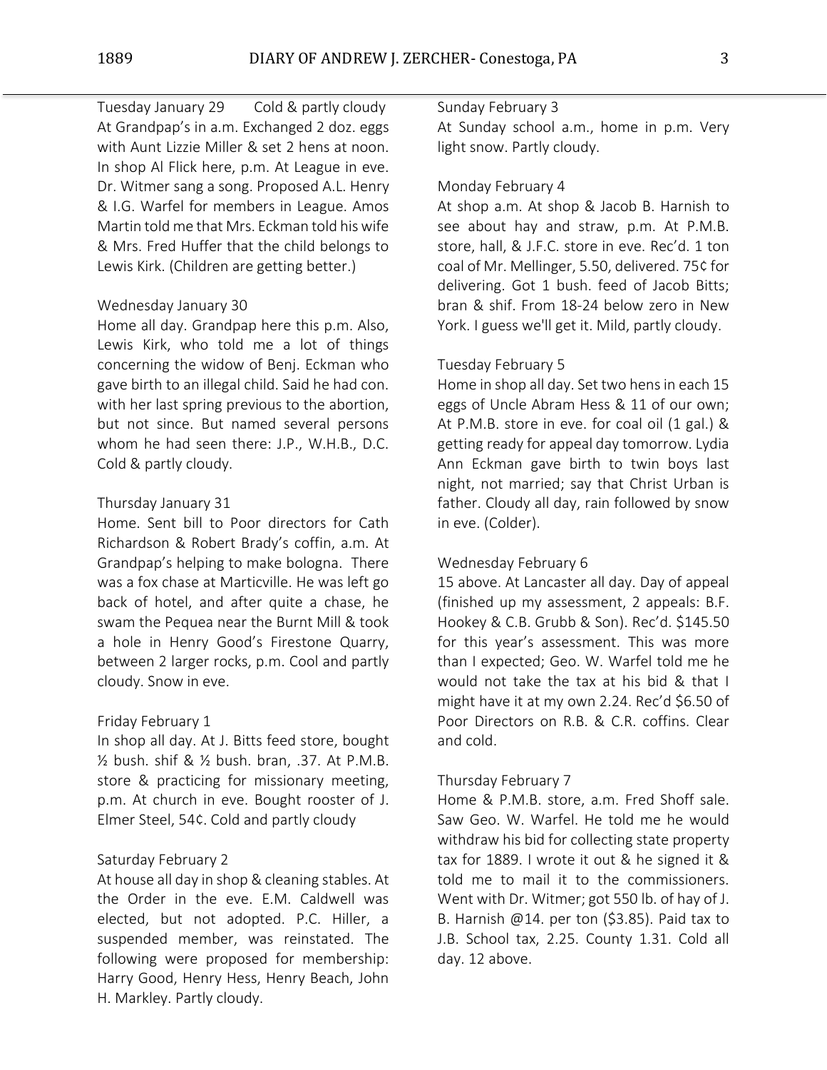Tuesday January 29 Cold & partly cloudy
At Grandpap's in a.m. Exchanged 2 doz. eggs with Aunt Lizzie Miller & set 2 hens at noon. In shop Al Flick here, p.m. At League in eve. Dr. Witmer sang a song. Proposed A.L. Henry & I.G. Warfel for members in League. Amos Martin told me that Mrs. Eckman told his wife & Mrs. Fred Huffer that the child belongs to Lewis Kirk. (Children are getting better.)

Wednesday January 30
Home all day. Grandpap here this p.m. Also, Lewis Kirk, who told me a lot of things concerning the widow of Benj. Eckman who gave birth to an illegal child. Said he had con. with her last spring previous to the abortion, but not since. But named several persons whom he had seen there: J.P., W.H.B., D.C. Cold & partly cloudy.

Thursday January 31
Home. Sent bill to Poor directors for Cath Richardson & Robert Brady's coffin, a.m. At Grandpap's helping to make bologna. There was a fox chase at Marticville. He was left go back of hotel, and after quite a chase, he swam the Pequea near the Burnt Mill & took a hole in Henry Good's Firestone Quarry, between 2 larger rocks, p.m. Cool and partly cloudy. Snow in eve.

Friday February 1
In shop all day. At J. Bitts feed store, bought ½ bush. shif & ½ bush. bran, .37. At P.M.B. store & practicing for missionary meeting, p.m. At church in eve. Bought rooster of J. Elmer Steel, 54¢. Cold and partly cloudy

Saturday February 2
At house all day in shop & cleaning stables. At the Order in the eve. E.M. Caldwell was elected, but not adopted. P.C. Hiller, a suspended member, was reinstated. The following were proposed for membership: Harry Good, Henry Hess, Henry Beach, John H. Markley. Partly cloudy.

Sunday February 3
At Sunday school a.m., home in p.m. Very light snow. Partly cloudy.

Monday February 4
At shop a.m. At shop & Jacob B. Harnish to see about hay and straw, p.m. At P.M.B. store, hall, & J.F.C. store in eve. Rec'd. 1 ton coal of Mr. Mellinger, 5.50, delivered. 75¢ for delivering. Got 1 bush. feed of Jacob Bitts; bran & shif. From 18-24 below zero in New York. I guess we'll get it. Mild, partly cloudy.

Tuesday February 5
Home in shop all day. Set two hens in each 15 eggs of Uncle Abram Hess & 11 of our own; At P.M.B. store in eve. for coal oil (1 gal.) & getting ready for appeal day tomorrow. Lydia Ann Eckman gave birth to twin boys last night, not married; say that Christ Urban is father. Cloudy all day, rain followed by snow in eve. (Colder).

Wednesday February 6
15 above. At Lancaster all day. Day of appeal (finished up my assessment, 2 appeals: B.F. Hookey & C.B. Grubb & Son). Rec'd. $145.50 for this year's assessment. This was more than I expected; Geo. W. Warfel told me he would not take the tax at his bid & that I might have it at my own 2.24. Rec'd $6.50 of Poor Directors on R.B. & C.R. coffins. Clear and cold.

Thursday February 7
Home & P.M.B. store, a.m. Fred Shoff sale. Saw Geo. W. Warfel. He told me he would withdraw his bid for collecting state property tax for 1889. I wrote it out & he signed it & told me to mail it to the commissioners. Went with Dr. Witmer; got 550 lb. of hay of J. B. Harnish @14. per ton ($3.85). Paid tax to J.B. School tax, 2.25. County 1.31. Cold all day. 12 above.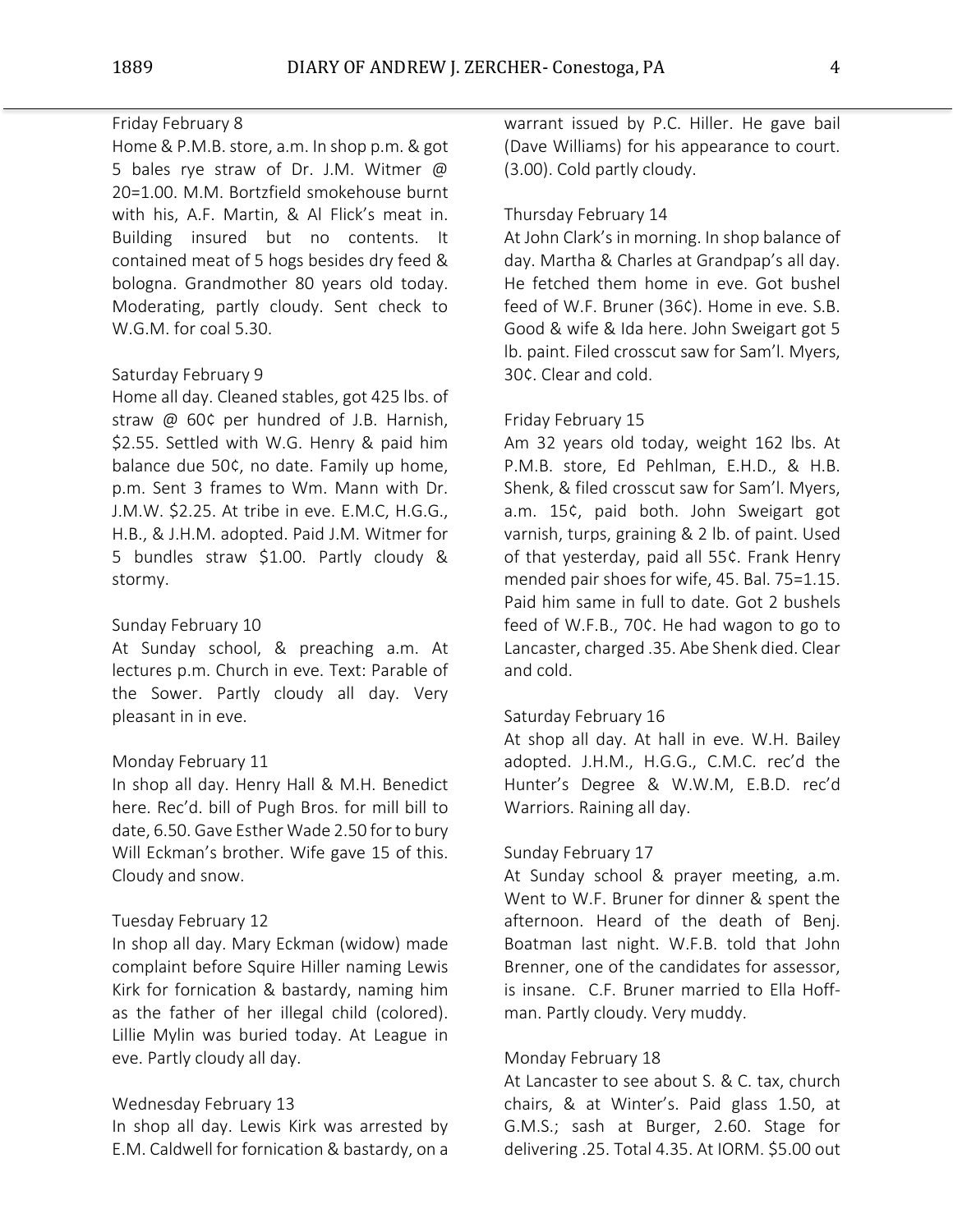Friday February 8

Home & P.M.B. store, a.m. In shop p.m. & got 5 bales rye straw of Dr. J.M. Witmer @ 20=1.00. M.M. Bortzfield smokehouse burnt with his, A.F. Martin, & Al Flick's meat in. Building insured but no contents. It contained meat of 5 hogs besides dry feed & bologna. Grandmother 80 years old today. Moderating, partly cloudy. Sent check to W.G.M. for coal 5.30.

Saturday February 9

Home all day. Cleaned stables, got 425 lbs. of straw @ 60¢ per hundred of J.B. Harnish, $2.55. Settled with W.G. Henry & paid him balance due 50¢, no date. Family up home, p.m. Sent 3 frames to Wm. Mann with Dr. J.M.W. $2.25. At tribe in eve. E.M.C, H.G.G., H.B., & J.H.M. adopted. Paid J.M. Witmer for 5 bundles straw $1.00. Partly cloudy & stormy.

Sunday February 10

At Sunday school, & preaching a.m. At lectures p.m. Church in eve. Text: Parable of the Sower. Partly cloudy all day. Very pleasant in in eve.

Monday February 11

In shop all day. Henry Hall & M.H. Benedict here. Rec'd. bill of Pugh Bros. for mill bill to date, 6.50. Gave Esther Wade 2.50 for to bury Will Eckman's brother. Wife gave 15 of this. Cloudy and snow.

Tuesday February 12

In shop all day. Mary Eckman (widow) made complaint before Squire Hiller naming Lewis Kirk for fornication & bastardy, naming him as the father of her illegal child (colored). Lillie Mylin was buried today. At League in eve. Partly cloudy all day.

Wednesday February 13

In shop all day. Lewis Kirk was arrested by E.M. Caldwell for fornication & bastardy, on a warrant issued by P.C. Hiller. He gave bail (Dave Williams) for his appearance to court. (3.00). Cold partly cloudy.

Thursday February 14

At John Clark's in morning. In shop balance of day. Martha & Charles at Grandpap's all day. He fetched them home in eve. Got bushel feed of W.F. Bruner (36¢). Home in eve. S.B. Good & wife & Ida here. John Sweigart got 5 lb. paint. Filed crosscut saw for Sam'l. Myers, 30¢. Clear and cold.

Friday February 15

Am 32 years old today, weight 162 lbs. At P.M.B. store, Ed Pehlman, E.H.D., & H.B. Shenk, & filed crosscut saw for Sam'l. Myers, a.m. 15¢, paid both. John Sweigart got varnish, turps, graining & 2 lb. of paint. Used of that yesterday, paid all 55¢. Frank Henry mended pair shoes for wife, 45. Bal. 75=1.15. Paid him same in full to date. Got 2 bushels feed of W.F.B., 70¢. He had wagon to go to Lancaster, charged .35. Abe Shenk died. Clear and cold.

Saturday February 16

At shop all day. At hall in eve. W.H. Bailey adopted. J.H.M., H.G.G., C.M.C. rec'd the Hunter's Degree & W.W.M, E.B.D. rec'd Warriors. Raining all day.

Sunday February 17

At Sunday school & prayer meeting, a.m. Went to W.F. Bruner for dinner & spent the afternoon. Heard of the death of Benj. Boatman last night. W.F.B. told that John Brenner, one of the candidates for assessor, is insane. C.F. Bruner married to Ella Hoff-man. Partly cloudy. Very muddy.

Monday February 18

At Lancaster to see about S. & C. tax, church chairs, & at Winter's. Paid glass 1.50, at G.M.S.; sash at Burger, 2.60. Stage for delivering .25. Total 4.35. At IORM. $5.00 out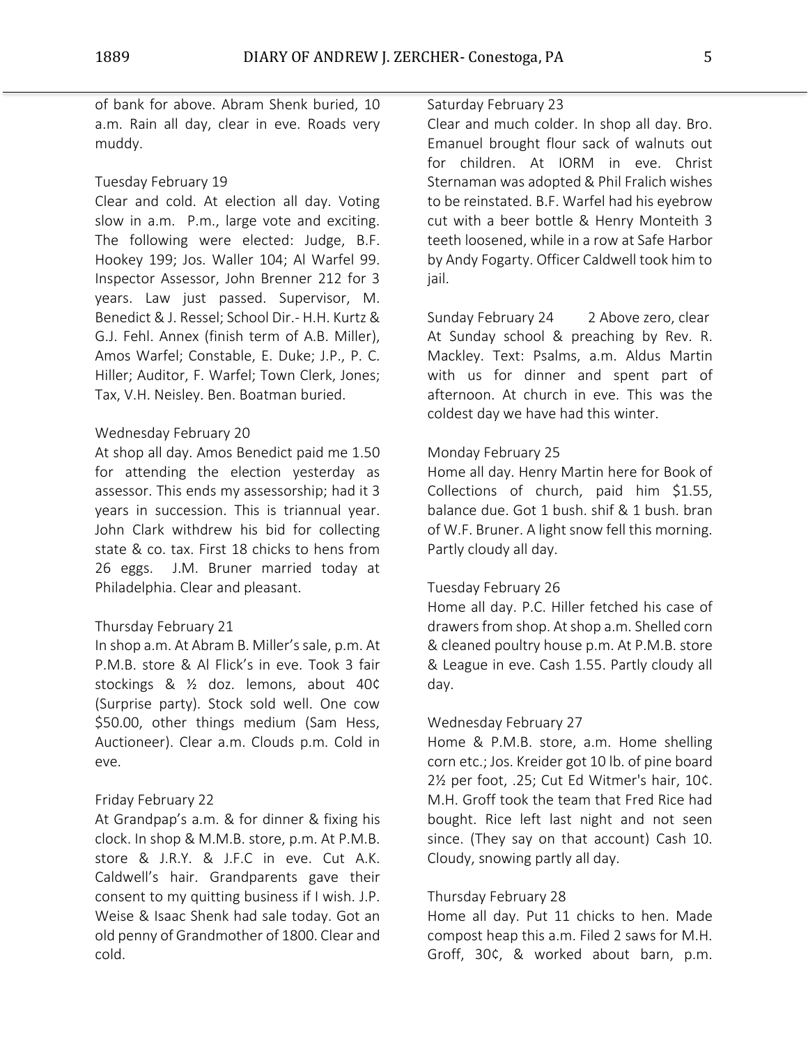of bank for above. Abram Shenk buried, 10 a.m. Rain all day, clear in eve. Roads very muddy.

Tuesday February 19

Clear and cold. At election all day. Voting slow in a.m. P.m., large vote and exciting. The following were elected: Judge, B.F. Hookey 199; Jos. Waller 104; Al Warfel 99. Inspector Assessor, John Brenner 212 for 3 years. Law just passed. Supervisor, M. Benedict & J. Ressel; School Dir.- H.H. Kurtz & G.J. Fehl. Annex (finish term of A.B. Miller), Amos Warfel; Constable, E. Duke; J.P., P. C. Hiller; Auditor, F. Warfel; Town Clerk, Jones; Tax, V.H. Neisley. Ben. Boatman buried.

Wednesday February 20

At shop all day. Amos Benedict paid me 1.50 for attending the election yesterday as assessor. This ends my assessorship; had it 3 years in succession. This is triannual year. John Clark withdrew his bid for collecting state & co. tax. First 18 chicks to hens from 26 eggs. J.M. Bruner married today at Philadelphia. Clear and pleasant.

Thursday February 21

In shop a.m. At Abram B. Miller's sale, p.m. At P.M.B. store & Al Flick's in eve. Took 3 fair stockings & ½ doz. lemons, about 40¢ (Surprise party). Stock sold well. One cow $50.00, other things medium (Sam Hess, Auctioneer). Clear a.m. Clouds p.m. Cold in eve.

Friday February 22

At Grandpap's a.m. & for dinner & fixing his clock. In shop & M.M.B. store, p.m. At P.M.B. store & J.R.Y. & J.F.C in eve. Cut A.K. Caldwell's hair. Grandparents gave their consent to my quitting business if I wish. J.P. Weise & Isaac Shenk had sale today. Got an old penny of Grandmother of 1800. Clear and cold.

Saturday February 23

Clear and much colder. In shop all day. Bro. Emanuel brought flour sack of walnuts out for children. At IORM in eve. Christ Sternaman was adopted & Phil Fralich wishes to be reinstated. B.F. Warfel had his eyebrow cut with a beer bottle & Henry Monteith 3 teeth loosened, while in a row at Safe Harbor by Andy Fogarty. Officer Caldwell took him to jail.

Sunday February 24 2 Above zero, clear

At Sunday school & preaching by Rev. R. Mackley. Text: Psalms, a.m. Aldus Martin with us for dinner and spent part of afternoon. At church in eve. This was the coldest day we have had this winter.

Monday February 25

Home all day. Henry Martin here for Book of Collections of church, paid him $1.55, balance due. Got 1 bush. shif & 1 bush. bran of W.F. Bruner. A light snow fell this morning. Partly cloudy all day.

Tuesday February 26

Home all day. P.C. Hiller fetched his case of drawers from shop. At shop a.m. Shelled corn & cleaned poultry house p.m. At P.M.B. store & League in eve. Cash 1.55. Partly cloudy all day.

Wednesday February 27

Home & P.M.B. store, a.m. Home shelling corn etc.; Jos. Kreider got 10 lb. of pine board 2½ per foot, .25; Cut Ed Witmer's hair, 10¢. M.H. Groff took the team that Fred Rice had bought. Rice left last night and not seen since. (They say on that account) Cash 10. Cloudy, snowing partly all day.

Thursday February 28

Home all day. Put 11 chicks to hen. Made compost heap this a.m. Filed 2 saws for M.H. Groff, 30¢, & worked about barn, p.m.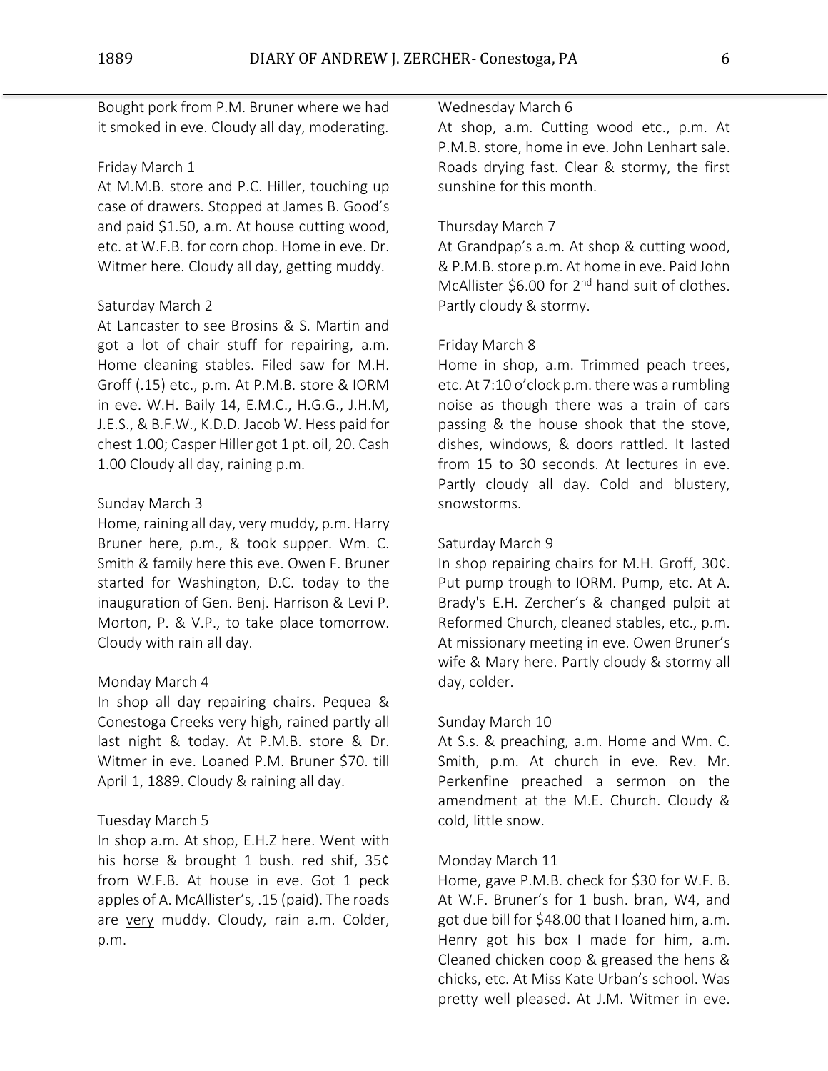Bought pork from P.M. Bruner where we had it smoked in eve. Cloudy all day, moderating.

Friday March 1
At M.M.B. store and P.C. Hiller, touching up case of drawers. Stopped at James B. Good's and paid $1.50, a.m. At house cutting wood, etc. at W.F.B. for corn chop. Home in eve. Dr. Witmer here. Cloudy all day, getting muddy.

Saturday March 2
At Lancaster to see Brosins & S. Martin and got a lot of chair stuff for repairing, a.m. Home cleaning stables. Filed saw for M.H. Groff (.15) etc., p.m. At P.M.B. store & IORM in eve. W.H. Baily 14, E.M.C., H.G.G., J.H.M, J.E.S., & B.F.W., K.D.D. Jacob W. Hess paid for chest 1.00; Casper Hiller got 1 pt. oil, 20. Cash 1.00 Cloudy all day, raining p.m.

Sunday March 3
Home, raining all day, very muddy, p.m. Harry Bruner here, p.m., & took supper. Wm. C. Smith & family here this eve. Owen F. Bruner started for Washington, D.C. today to the inauguration of Gen. Benj. Harrison & Levi P. Morton, P. & V.P., to take place tomorrow. Cloudy with rain all day.

Monday March 4
In shop all day repairing chairs. Pequea & Conestoga Creeks very high, rained partly all last night & today. At P.M.B. store & Dr. Witmer in eve. Loaned P.M. Bruner $70. till April 1, 1889. Cloudy & raining all day.

Tuesday March 5
In shop a.m. At shop, E.H.Z here. Went with his horse & brought 1 bush. red shif, 35¢ from W.F.B. At house in eve. Got 1 peck apples of A. McAllister's, .15 (paid). The roads are very muddy. Cloudy, rain a.m. Colder, p.m.

Wednesday March 6
At shop, a.m. Cutting wood etc., p.m. At P.M.B. store, home in eve. John Lenhart sale. Roads drying fast. Clear & stormy, the first sunshine for this month.

Thursday March 7
At Grandpap's a.m. At shop & cutting wood, & P.M.B. store p.m. At home in eve. Paid John McAllister $6.00 for 2nd hand suit of clothes. Partly cloudy & stormy.

Friday March 8
Home in shop, a.m. Trimmed peach trees, etc. At 7:10 o'clock p.m. there was a rumbling noise as though there was a train of cars passing & the house shook that the stove, dishes, windows, & doors rattled. It lasted from 15 to 30 seconds. At lectures in eve. Partly cloudy all day. Cold and blustery, snowstorms.

Saturday March 9
In shop repairing chairs for M.H. Groff, 30¢. Put pump trough to IORM. Pump, etc. At A. Brady's E.H. Zercher's & changed pulpit at Reformed Church, cleaned stables, etc., p.m. At missionary meeting in eve. Owen Bruner's wife & Mary here. Partly cloudy & stormy all day, colder.

Sunday March 10
At S.s. & preaching, a.m. Home and Wm. C. Smith, p.m. At church in eve. Rev. Mr. Perkenfine preached a sermon on the amendment at the M.E. Church. Cloudy & cold, little snow.

Monday March 11
Home, gave P.M.B. check for $30 for W.F. B. At W.F. Bruner's for 1 bush. bran, W4, and got due bill for $48.00 that I loaned him, a.m. Henry got his box I made for him, a.m. Cleaned chicken coop & greased the hens & chicks, etc. At Miss Kate Urban's school. Was pretty well pleased. At J.M. Witmer in eve.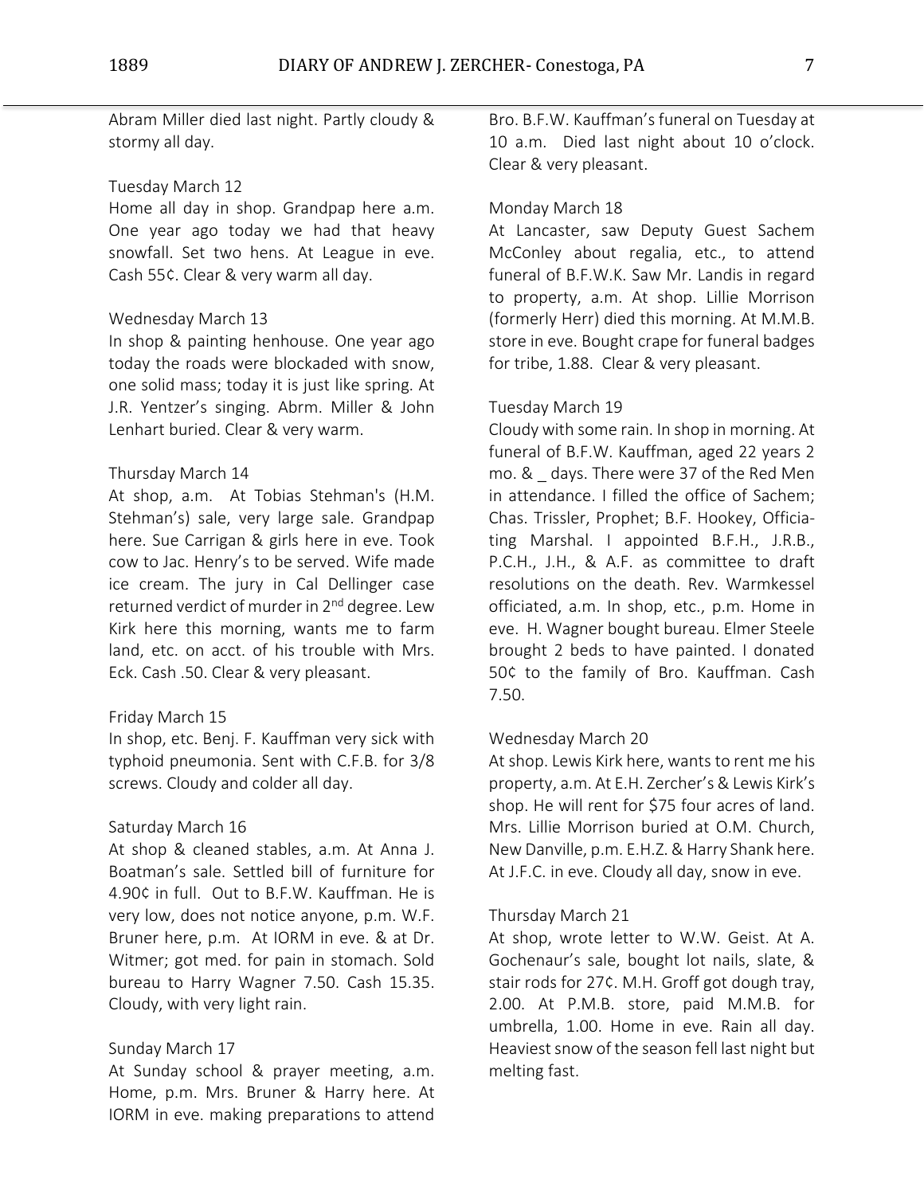Abram Miller died last night. Partly cloudy & stormy all day.

Tuesday March 12
Home all day in shop. Grandpap here a.m. One year ago today we had that heavy snowfall. Set two hens. At League in eve. Cash 55¢. Clear & very warm all day.

Wednesday March 13
In shop & painting henhouse. One year ago today the roads were blockaded with snow, one solid mass; today it is just like spring. At J.R. Yentzer's singing. Abrm. Miller & John Lenhart buried. Clear & very warm.

Thursday March 14
At shop, a.m. At Tobias Stehman's (H.M. Stehman's) sale, very large sale. Grandpap here. Sue Carrigan & girls here in eve. Took cow to Jac. Henry's to be served. Wife made ice cream. The jury in Cal Dellinger case returned verdict of murder in 2nd degree. Lew Kirk here this morning, wants me to farm land, etc. on acct. of his trouble with Mrs. Eck. Cash .50. Clear & very pleasant.

Friday March 15
In shop, etc. Benj. F. Kauffman very sick with typhoid pneumonia. Sent with C.F.B. for 3/8 screws. Cloudy and colder all day.

Saturday March 16
At shop & cleaned stables, a.m. At Anna J. Boatman's sale. Settled bill of furniture for 4.90¢ in full. Out to B.F.W. Kauffman. He is very low, does not notice anyone, p.m. W.F. Bruner here, p.m. At IORM in eve. & at Dr. Witmer; got med. for pain in stomach. Sold bureau to Harry Wagner 7.50. Cash 15.35. Cloudy, with very light rain.

Sunday March 17
At Sunday school & prayer meeting, a.m. Home, p.m. Mrs. Bruner & Harry here. At IORM in eve. making preparations to attend Bro. B.F.W. Kauffman's funeral on Tuesday at 10 a.m. Died last night about 10 o'clock. Clear & very pleasant.

Monday March 18
At Lancaster, saw Deputy Guest Sachem McConley about regalia, etc., to attend funeral of B.F.W.K. Saw Mr. Landis in regard to property, a.m. At shop. Lillie Morrison (formerly Herr) died this morning. At M.M.B. store in eve. Bought crape for funeral badges for tribe, 1.88. Clear & very pleasant.

Tuesday March 19
Cloudy with some rain. In shop in morning. At funeral of B.F.W. Kauffman, aged 22 years 2 mo. & _ days. There were 37 of the Red Men in attendance. I filled the office of Sachem; Chas. Trissler, Prophet; B.F. Hookey, Officiating Marshal. I appointed B.F.H., J.R.B., P.C.H., J.H., & A.F. as committee to draft resolutions on the death. Rev. Warmkessel officiated, a.m. In shop, etc., p.m. Home in eve. H. Wagner bought bureau. Elmer Steele brought 2 beds to have painted. I donated 50¢ to the family of Bro. Kauffman. Cash 7.50.

Wednesday March 20
At shop. Lewis Kirk here, wants to rent me his property, a.m. At E.H. Zercher's & Lewis Kirk's shop. He will rent for $75 four acres of land. Mrs. Lillie Morrison buried at O.M. Church, New Danville, p.m. E.H.Z. & Harry Shank here. At J.F.C. in eve. Cloudy all day, snow in eve.

Thursday March 21
At shop, wrote letter to W.W. Geist. At A. Gochenaur's sale, bought lot nails, slate, & stair rods for 27¢. M.H. Groff got dough tray, 2.00. At P.M.B. store, paid M.M.B. for umbrella, 1.00. Home in eve. Rain all day. Heaviest snow of the season fell last night but melting fast.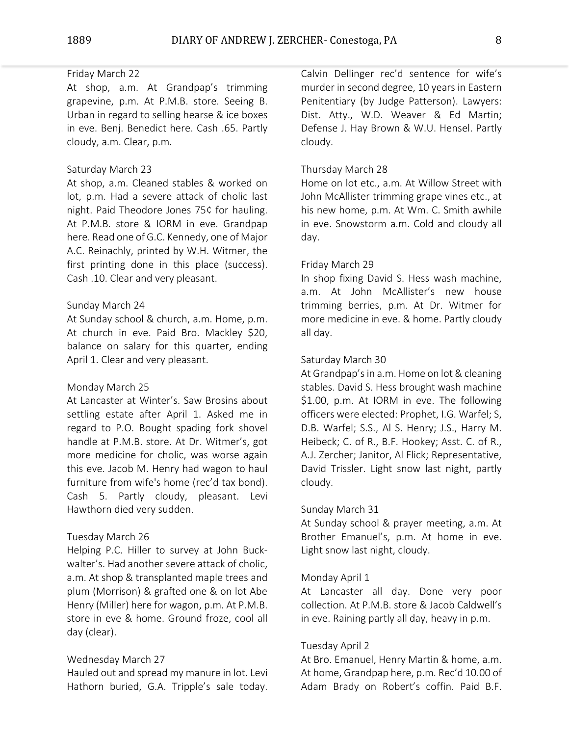Friday March 22
At shop, a.m. At Grandpap's trimming grapevine, p.m. At P.M.B. store. Seeing B. Urban in regard to selling hearse & ice boxes in eve. Benj. Benedict here. Cash .65. Partly cloudy, a.m. Clear, p.m.

Saturday March 23
At shop, a.m. Cleaned stables & worked on lot, p.m. Had a severe attack of cholic last night. Paid Theodore Jones 75¢ for hauling. At P.M.B. store & IORM in eve. Grandpap here. Read one of G.C. Kennedy, one of Major A.C. Reinachly, printed by W.H. Witmer, the first printing done in this place (success). Cash .10. Clear and very pleasant.

Sunday March 24
At Sunday school & church, a.m. Home, p.m. At church in eve. Paid Bro. Mackley $20, balance on salary for this quarter, ending April 1. Clear and very pleasant.

Monday March 25
At Lancaster at Winter's. Saw Brosins about settling estate after April 1. Asked me in regard to P.O. Bought spading fork shovel handle at P.M.B. store. At Dr. Witmer's, got more medicine for cholic, was worse again this eve. Jacob M. Henry had wagon to haul furniture from wife's home (rec'd tax bond). Cash 5. Partly cloudy, pleasant. Levi Hawthorn died very sudden.

Tuesday March 26
Helping P.C. Hiller to survey at John Buck-walter's. Had another severe attack of cholic, a.m. At shop & transplanted maple trees and plum (Morrison) & grafted one & on lot Abe Henry (Miller) here for wagon, p.m. At P.M.B. store in eve & home. Ground froze, cool all day (clear).

Wednesday March 27
Hauled out and spread my manure in lot. Levi Hathorn buried, G.A. Tripple's sale today. Calvin Dellinger rec'd sentence for wife's murder in second degree, 10 years in Eastern Penitentiary (by Judge Patterson). Lawyers: Dist. Atty., W.D. Weaver & Ed Martin; Defense J. Hay Brown & W.U. Hensel. Partly cloudy.

Thursday March 28
Home on lot etc., a.m. At Willow Street with John McAllister trimming grape vines etc., at his new home, p.m. At Wm. C. Smith awhile in eve. Snowstorm a.m. Cold and cloudy all day.

Friday March 29
In shop fixing David S. Hess wash machine, a.m. At John McAllister's new house trimming berries, p.m. At Dr. Witmer for more medicine in eve. & home. Partly cloudy all day.

Saturday March 30
At Grandpap's in a.m. Home on lot & cleaning stables. David S. Hess brought wash machine $1.00, p.m. At IORM in eve. The following officers were elected: Prophet, I.G. Warfel; S, D.B. Warfel; S.S., Al S. Henry; J.S., Harry M. Heibeck; C. of R., B.F. Hookey; Asst. C. of R., A.J. Zercher; Janitor, Al Flick; Representative, David Trissler. Light snow last night, partly cloudy.

Sunday March 31
At Sunday school & prayer meeting, a.m. At Brother Emanuel's, p.m. At home in eve. Light snow last night, cloudy.

Monday April 1
At Lancaster all day. Done very poor collection. At P.M.B. store & Jacob Caldwell's in eve. Raining partly all day, heavy in p.m.

Tuesday April 2
At Bro. Emanuel, Henry Martin & home, a.m. At home, Grandpap here, p.m. Rec'd 10.00 of Adam Brady on Robert's coffin. Paid B.F.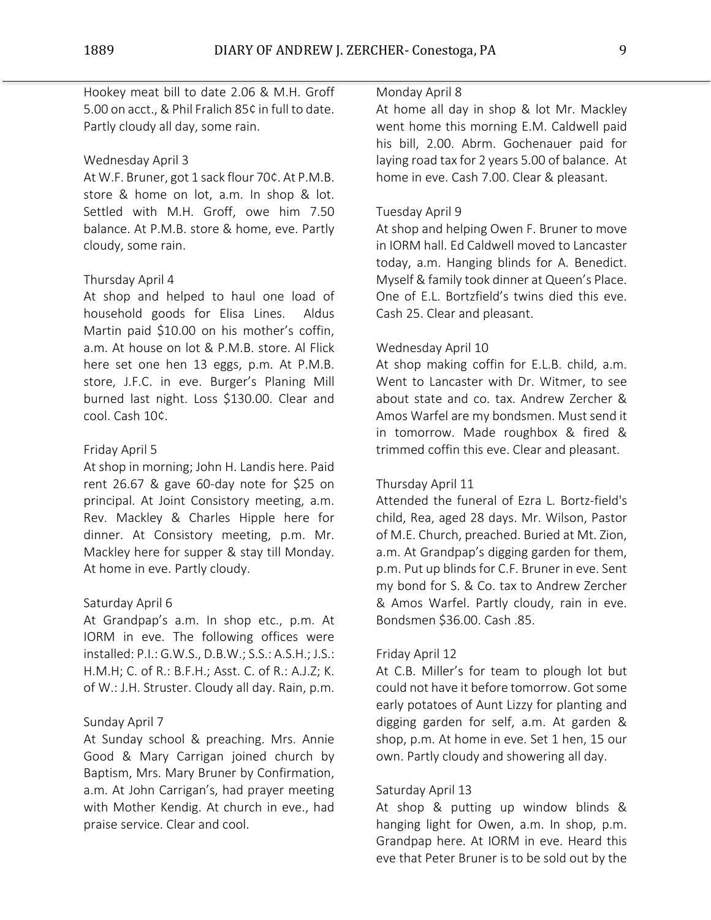Hookey meat bill to date 2.06 & M.H. Groff 5.00 on acct., & Phil Fralich 85¢ in full to date. Partly cloudy all day, some rain.

Wednesday April 3
At W.F. Bruner, got 1 sack flour 70¢. At P.M.B. store & home on lot, a.m. In shop & lot. Settled with M.H. Groff, owe him 7.50 balance. At P.M.B. store & home, eve. Partly cloudy, some rain.

Thursday April 4
At shop and helped to haul one load of household goods for Elisa Lines. Aldus Martin paid $10.00 on his mother's coffin, a.m. At house on lot & P.M.B. store. Al Flick here set one hen 13 eggs, p.m. At P.M.B. store, J.F.C. in eve. Burger's Planing Mill burned last night. Loss $130.00. Clear and cool. Cash 10¢.

Friday April 5
At shop in morning; John H. Landis here. Paid rent 26.67 & gave 60-day note for $25 on principal. At Joint Consistory meeting, a.m. Rev. Mackley & Charles Hipple here for dinner. At Consistory meeting, p.m. Mr. Mackley here for supper & stay till Monday. At home in eve. Partly cloudy.

Saturday April 6
At Grandpap's a.m. In shop etc., p.m. At IORM in eve. The following offices were installed: P.I.: G.W.S., D.B.W.; S.S.: A.S.H.; J.S.: H.M.H; C. of R.: B.F.H.; Asst. C. of R.: A.J.Z; K. of W.: J.H. Struster. Cloudy all day. Rain, p.m.

Sunday April 7
At Sunday school & preaching. Mrs. Annie Good & Mary Carrigan joined church by Baptism, Mrs. Mary Bruner by Confirmation, a.m. At John Carrigan's, had prayer meeting with Mother Kendig. At church in eve., had praise service. Clear and cool.

Monday April 8
At home all day in shop & lot Mr. Mackley went home this morning E.M. Caldwell paid his bill, 2.00. Abrm. Gochenauer paid for laying road tax for 2 years 5.00 of balance. At home in eve. Cash 7.00. Clear & pleasant.

Tuesday April 9
At shop and helping Owen F. Bruner to move in IORM hall. Ed Caldwell moved to Lancaster today, a.m. Hanging blinds for A. Benedict. Myself & family took dinner at Queen's Place. One of E.L. Bortzfield's twins died this eve. Cash 25. Clear and pleasant.

Wednesday April 10
At shop making coffin for E.L.B. child, a.m. Went to Lancaster with Dr. Witmer, to see about state and co. tax. Andrew Zercher & Amos Warfel are my bondsmen. Must send it in tomorrow. Made roughbox & fired & trimmed coffin this eve. Clear and pleasant.

Thursday April 11
Attended the funeral of Ezra L. Bortz-field's child, Rea, aged 28 days. Mr. Wilson, Pastor of M.E. Church, preached. Buried at Mt. Zion, a.m. At Grandpap's digging garden for them, p.m. Put up blinds for C.F. Bruner in eve. Sent my bond for S. & Co. tax to Andrew Zercher & Amos Warfel. Partly cloudy, rain in eve. Bondsmen $36.00. Cash .85.

Friday April 12
At C.B. Miller's for team to plough lot but could not have it before tomorrow. Got some early potatoes of Aunt Lizzy for planting and digging garden for self, a.m. At garden & shop, p.m. At home in eve. Set 1 hen, 15 our own. Partly cloudy and showering all day.

Saturday April 13
At shop & putting up window blinds & hanging light for Owen, a.m. In shop, p.m. Grandpap here. At IORM in eve. Heard this eve that Peter Bruner is to be sold out by the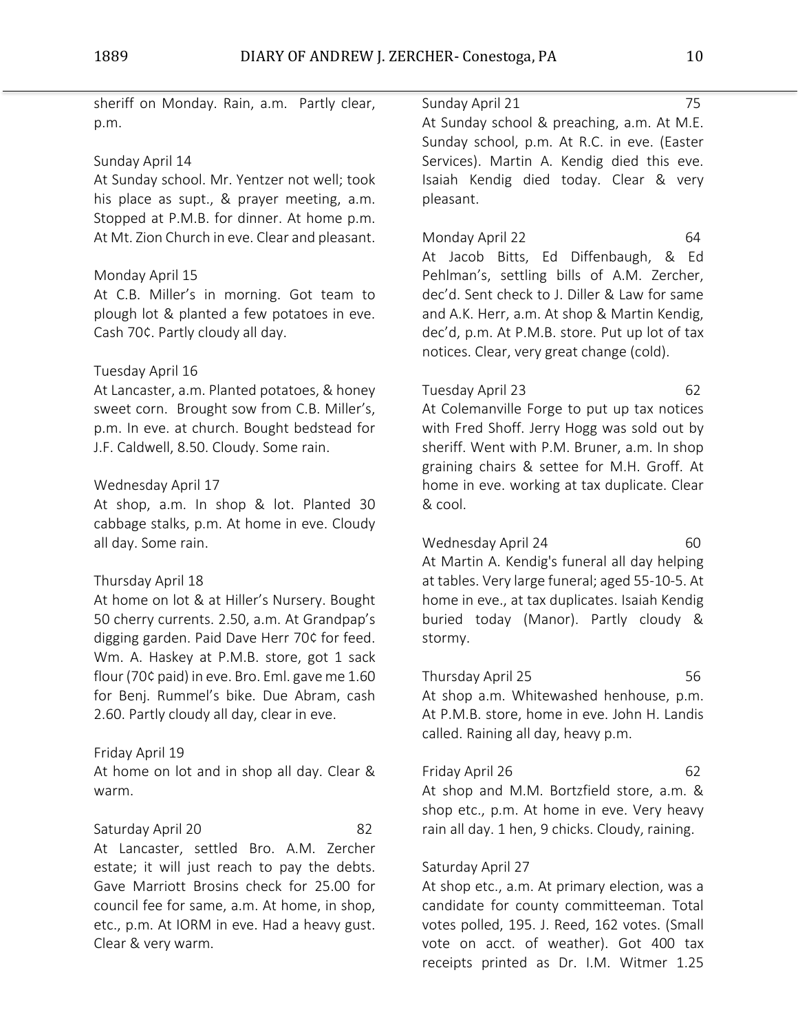sheriff on Monday. Rain, a.m. Partly clear, p.m.

Sunday April 14
At Sunday school. Mr. Yentzer not well; took his place as supt., & prayer meeting, a.m. Stopped at P.M.B. for dinner. At home p.m. At Mt. Zion Church in eve. Clear and pleasant.

Monday April 15
At C.B. Miller's in morning. Got team to plough lot & planted a few potatoes in eve. Cash 70¢. Partly cloudy all day.

Tuesday April 16
At Lancaster, a.m. Planted potatoes, & honey sweet corn. Brought sow from C.B. Miller's, p.m. In eve. at church. Bought bedstead for J.F. Caldwell, 8.50. Cloudy. Some rain.

Wednesday April 17
At shop, a.m. In shop & lot. Planted 30 cabbage stalks, p.m. At home in eve. Cloudy all day. Some rain.

Thursday April 18
At home on lot & at Hiller's Nursery. Bought 50 cherry currents. 2.50, a.m. At Grandpap's digging garden. Paid Dave Herr 70¢ for feed. Wm. A. Haskey at P.M.B. store, got 1 sack flour (70¢ paid) in eve. Bro. Eml. gave me 1.60 for Benj. Rummel's bike. Due Abram, cash 2.60. Partly cloudy all day, clear in eve.

Friday April 19
At home on lot and in shop all day. Clear & warm.

Saturday April 20 82
At Lancaster, settled Bro. A.M. Zercher estate; it will just reach to pay the debts. Gave Marriott Brosins check for 25.00 for council fee for same, a.m. At home, in shop, etc., p.m. At IORM in eve. Had a heavy gust. Clear & very warm.

Sunday April 21 75
At Sunday school & preaching, a.m. At M.E. Sunday school, p.m. At R.C. in eve. (Easter Services). Martin A. Kendig died this eve. Isaiah Kendig died today. Clear & very pleasant.

Monday April 22 64
At Jacob Bitts, Ed Diffenbaugh, & Ed Pehlman's, settling bills of A.M. Zercher, dec'd. Sent check to J. Diller & Law for same and A.K. Herr, a.m. At shop & Martin Kendig, dec'd, p.m. At P.M.B. store. Put up lot of tax notices. Clear, very great change (cold).

Tuesday April 23 62
At Colemanville Forge to put up tax notices with Fred Shoff. Jerry Hogg was sold out by sheriff. Went with P.M. Bruner, a.m. In shop graining chairs & settee for M.H. Groff. At home in eve. working at tax duplicate. Clear & cool.

Wednesday April 24 60
At Martin A. Kendig's funeral all day helping at tables. Very large funeral; aged 55-10-5. At home in eve., at tax duplicates. Isaiah Kendig buried today (Manor). Partly cloudy & stormy.

Thursday April 25 56
At shop a.m. Whitewashed henhouse, p.m. At P.M.B. store, home in eve. John H. Landis called. Raining all day, heavy p.m.

Friday April 26 62
At shop and M.M. Bortzfield store, a.m. & shop etc., p.m. At home in eve. Very heavy rain all day. 1 hen, 9 chicks. Cloudy, raining.

Saturday April 27
At shop etc., a.m. At primary election, was a candidate for county committeeman. Total votes polled, 195. J. Reed, 162 votes. (Small vote on acct. of weather). Got 400 tax receipts printed as Dr. I.M. Witmer 1.25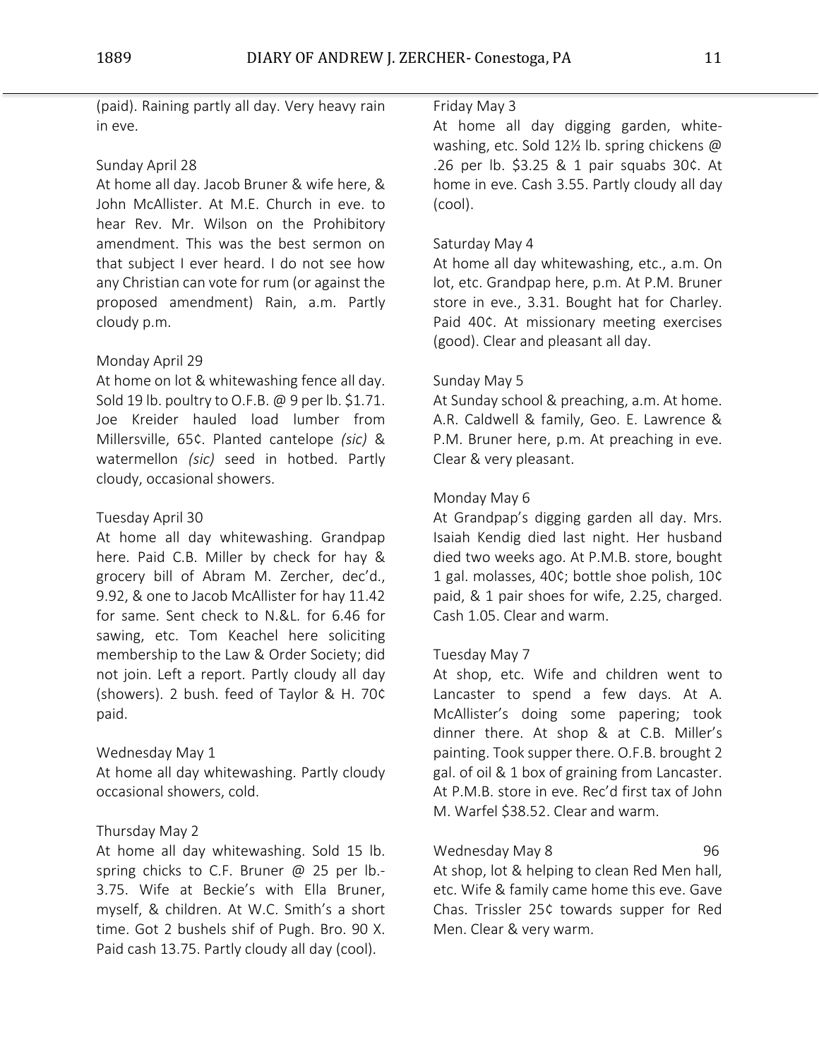(paid). Raining partly all day. Very heavy rain in eve.

Sunday April 28
At home all day. Jacob Bruner & wife here, & John McAllister. At M.E. Church in eve. to hear Rev. Mr. Wilson on the Prohibitory amendment. This was the best sermon on that subject I ever heard. I do not see how any Christian can vote for rum (or against the proposed amendment) Rain, a.m. Partly cloudy p.m.

Monday April 29
At home on lot & whitewashing fence all day. Sold 19 lb. poultry to O.F.B. @ 9 per lb. $1.71. Joe Kreider hauled load lumber from Millersville, 65¢. Planted cantelope *(sic)* & watermellon *(sic)* seed in hotbed. Partly cloudy, occasional showers.

Tuesday April 30
At home all day whitewashing. Grandpap here. Paid C.B. Miller by check for hay & grocery bill of Abram M. Zercher, dec'd., 9.92, & one to Jacob McAllister for hay 11.42 for same. Sent check to N.&L. for 6.46 for sawing, etc. Tom Keachel here soliciting membership to the Law & Order Society; did not join. Left a report. Partly cloudy all day (showers). 2 bush. feed of Taylor & H. 70¢ paid.

Wednesday May 1
At home all day whitewashing. Partly cloudy occasional showers, cold.

Thursday May 2
At home all day whitewashing. Sold 15 lb. spring chicks to C.F. Bruner @ 25 per lb.- 3.75. Wife at Beckie's with Ella Bruner, myself, & children. At W.C. Smith's a short time. Got 2 bushels shif of Pugh. Bro. 90 X. Paid cash 13.75. Partly cloudy all day (cool).

Friday May 3
At home all day digging garden, white-washing, etc. Sold 12½ lb. spring chickens @ .26 per lb. $3.25 & 1 pair squabs 30¢. At home in eve. Cash 3.55. Partly cloudy all day (cool).

Saturday May 4
At home all day whitewashing, etc., a.m. On lot, etc. Grandpap here, p.m. At P.M. Bruner store in eve., 3.31. Bought hat for Charley. Paid 40¢. At missionary meeting exercises (good). Clear and pleasant all day.

Sunday May 5
At Sunday school & preaching, a.m. At home. A.R. Caldwell & family, Geo. E. Lawrence & P.M. Bruner here, p.m. At preaching in eve. Clear & very pleasant.

Monday May 6
At Grandpap's digging garden all day. Mrs. Isaiah Kendig died last night. Her husband died two weeks ago. At P.M.B. store, bought 1 gal. molasses, 40¢; bottle shoe polish, 10¢ paid, & 1 pair shoes for wife, 2.25, charged. Cash 1.05. Clear and warm.

Tuesday May 7
At shop, etc. Wife and children went to Lancaster to spend a few days. At A. McAllister's doing some papering; took dinner there. At shop & at C.B. Miller's painting. Took supper there. O.F.B. brought 2 gal. of oil & 1 box of graining from Lancaster. At P.M.B. store in eve. Rec'd first tax of John M. Warfel $38.52. Clear and warm.

Wednesday May 8 96
At shop, lot & helping to clean Red Men hall, etc. Wife & family came home this eve. Gave Chas. Trissler 25¢ towards supper for Red Men. Clear & very warm.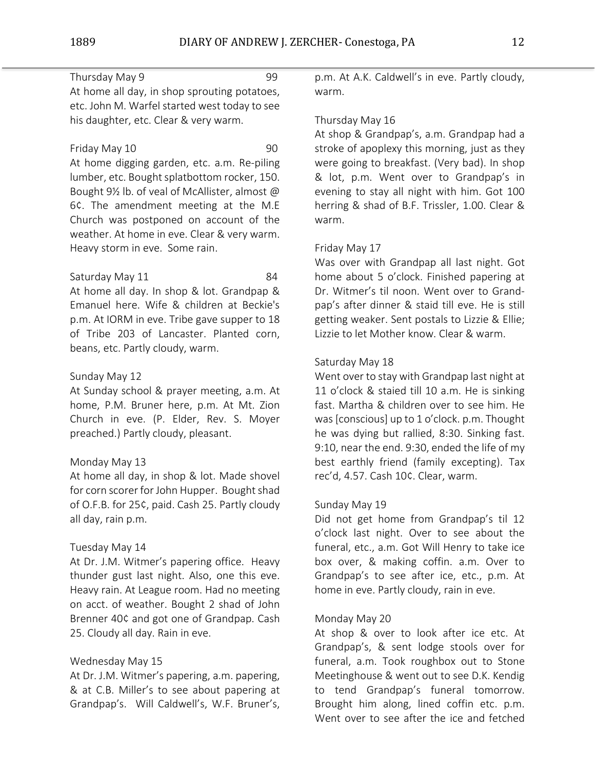Thursday May 9 99

At home all day, in shop sprouting potatoes, etc. John M. Warfel started west today to see his daughter, etc. Clear & very warm.

Friday May 10 90

At home digging garden, etc. a.m. Re-piling lumber, etc. Bought splatbottom rocker, 150. Bought 9½ lb. of veal of McAllister, almost @ 6¢. The amendment meeting at the M.E Church was postponed on account of the weather. At home in eve. Clear & very warm. Heavy storm in eve. Some rain.

Saturday May 11 84

At home all day. In shop & lot. Grandpap & Emanuel here. Wife & children at Beckie's p.m. At IORM in eve. Tribe gave supper to 18 of Tribe 203 of Lancaster. Planted corn, beans, etc. Partly cloudy, warm.

Sunday May 12

At Sunday school & prayer meeting, a.m. At home, P.M. Bruner here, p.m. At Mt. Zion Church in eve. (P. Elder, Rev. S. Moyer preached.) Partly cloudy, pleasant.

Monday May 13

At home all day, in shop & lot. Made shovel for corn scorer for John Hupper. Bought shad of O.F.B. for 25¢, paid. Cash 25. Partly cloudy all day, rain p.m.

Tuesday May 14

At Dr. J.M. Witmer's papering office. Heavy thunder gust last night. Also, one this eve. Heavy rain. At League room. Had no meeting on acct. of weather. Bought 2 shad of John Brenner 40¢ and got one of Grandpap. Cash 25. Cloudy all day. Rain in eve.

Wednesday May 15

At Dr. J.M. Witmer's papering, a.m. papering, & at C.B. Miller's to see about papering at Grandpap's. Will Caldwell's, W.F. Bruner's, p.m. At A.K. Caldwell's in eve. Partly cloudy, warm.

Thursday May 16

At shop & Grandpap's, a.m. Grandpap had a stroke of apoplexy this morning, just as they were going to breakfast. (Very bad). In shop & lot, p.m. Went over to Grandpap's in evening to stay all night with him. Got 100 herring & shad of B.F. Trissler, 1.00. Clear & warm.

Friday May 17

Was over with Grandpap all last night. Got home about 5 o'clock. Finished papering at Dr. Witmer's til noon. Went over to Grandpap's after dinner & staid till eve. He is still getting weaker. Sent postals to Lizzie & Ellie; Lizzie to let Mother know. Clear & warm.

Saturday May 18

Went over to stay with Grandpap last night at 11 o'clock & staied till 10 a.m. He is sinking fast. Martha & children over to see him. He was [conscious] up to 1 o'clock. p.m. Thought he was dying but rallied, 8:30. Sinking fast. 9:10, near the end. 9:30, ended the life of my best earthly friend (family excepting). Tax rec'd, 4.57. Cash 10¢. Clear, warm.

Sunday May 19

Did not get home from Grandpap's til 12 o'clock last night. Over to see about the funeral, etc., a.m. Got Will Henry to take ice box over, & making coffin. a.m. Over to Grandpap's to see after ice, etc., p.m. At home in eve. Partly cloudy, rain in eve.

Monday May 20

At shop & over to look after ice etc. At Grandpap's, & sent lodge stools over for funeral, a.m. Took roughbox out to Stone Meetinghouse & went out to see D.K. Kendig to tend Grandpap's funeral tomorrow. Brought him along, lined coffin etc. p.m. Went over to see after the ice and fetched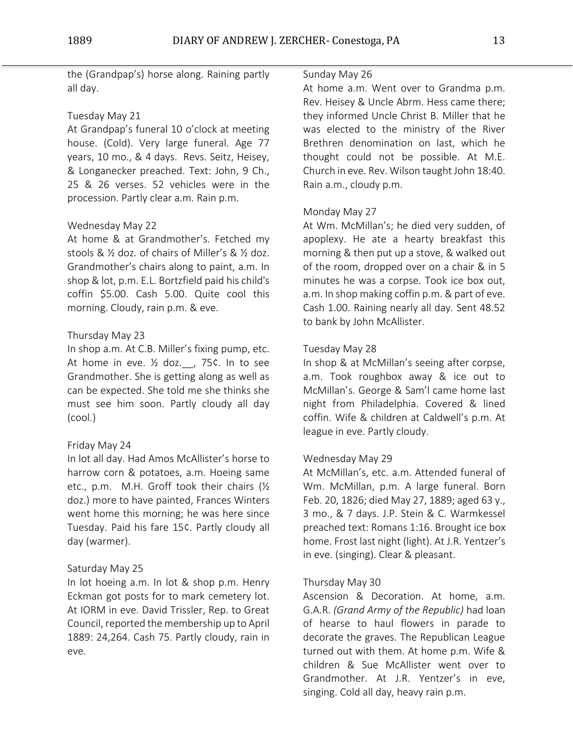the (Grandpap's) horse along. Raining partly all day.

Tuesday May 21
At Grandpap's funeral 10 o'clock at meeting house. (Cold). Very large funeral. Age 77 years, 10 mo., & 4 days. Revs. Seitz, Heisey, & Longanecker preached. Text: John, 9 Ch., 25 & 26 verses. 52 vehicles were in the procession. Partly clear a.m. Rain p.m.

Wednesday May 22
At home & at Grandmother's. Fetched my stools & ½ doz. of chairs of Miller's & ½ doz. Grandmother's chairs along to paint, a.m. In shop & lot, p.m. E.L. Bortzfield paid his child's coffin $5.00. Cash 5.00. Quite cool this morning. Cloudy, rain p.m. & eve.

Thursday May 23
In shop a.m. At C.B. Miller's fixing pump, etc. At home in eve. ½ doz.__, 75¢. In to see Grandmother. She is getting along as well as can be expected. She told me she thinks she must see him soon. Partly cloudy all day (cool.)

Friday May 24
In lot all day. Had Amos McAllister's horse to harrow corn & potatoes, a.m. Hoeing same etc., p.m. M.H. Groff took their chairs (½ doz.) more to have painted, Frances Winters went home this morning; he was here since Tuesday. Paid his fare 15¢. Partly cloudy all day (warmer).

Saturday May 25
In lot hoeing a.m. In lot & shop p.m. Henry Eckman got posts for to mark cemetery lot. At IORM in eve. David Trissler, Rep. to Great Council, reported the membership up to April 1889: 24,264. Cash 75. Partly cloudy, rain in eve.

Sunday May 26
At home a.m. Went over to Grandma p.m. Rev. Heisey & Uncle Abrm. Hess came there; they informed Uncle Christ B. Miller that he was elected to the ministry of the River Brethren denomination on last, which he thought could not be possible. At M.E. Church in eve. Rev. Wilson taught John 18:40. Rain a.m., cloudy p.m.

Monday May 27
At Wm. McMillan's; he died very sudden, of apoplexy. He ate a hearty breakfast this morning & then put up a stove, & walked out of the room, dropped over on a chair & in 5 minutes he was a corpse. Took ice box out, a.m. In shop making coffin p.m. & part of eve. Cash 1.00. Raining nearly all day. Sent 48.52 to bank by John McAllister.

Tuesday May 28
In shop & at McMillan's seeing after corpse, a.m. Took roughbox away & ice out to McMillan's. George & Sam'l came home last night from Philadelphia. Covered & lined coffin. Wife & children at Caldwell's p.m. At league in eve. Partly cloudy.

Wednesday May 29
At McMillan's, etc. a.m. Attended funeral of Wm. McMillan, p.m. A large funeral. Born Feb. 20, 1826; died May 27, 1889; aged 63 y., 3 mo., & 7 days. J.P. Stein & C. Warmkessel preached text: Romans 1:16. Brought ice box home. Frost last night (light). At J.R. Yentzer's in eve. (singing). Clear & pleasant.

Thursday May 30
Ascension & Decoration. At home, a.m. G.A.R. *(Grand Army of the Republic)* had loan of hearse to haul flowers in parade to decorate the graves. The Republican League turned out with them. At home p.m. Wife & children & Sue McAllister went over to Grandmother. At J.R. Yentzer's in eve, singing. Cold all day, heavy rain p.m.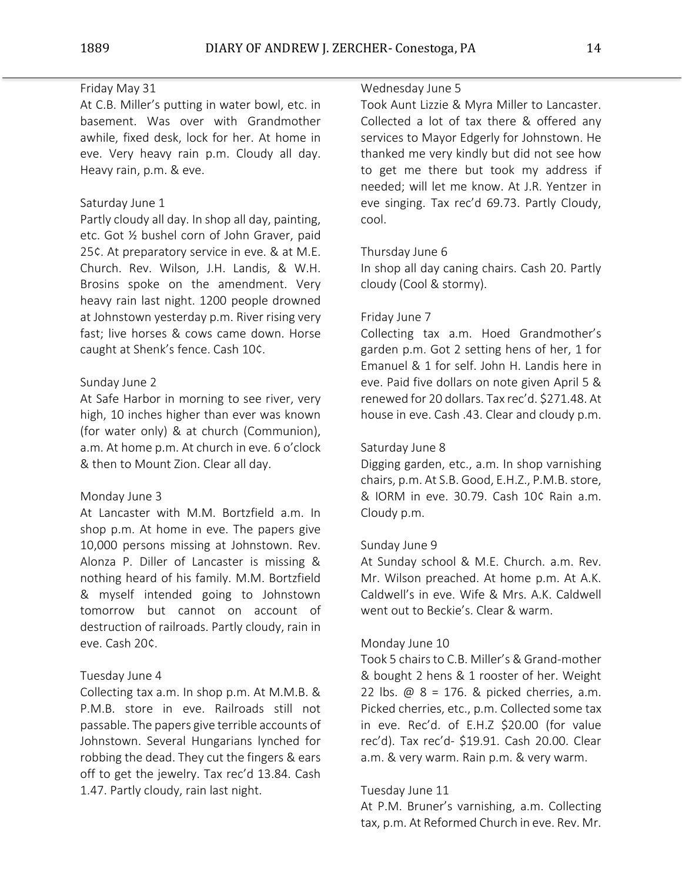Friday May 31
At C.B. Miller's putting in water bowl, etc. in basement. Was over with Grandmother awhile, fixed desk, lock for her. At home in eve. Very heavy rain p.m. Cloudy all day. Heavy rain, p.m. & eve.

Saturday June 1
Partly cloudy all day. In shop all day, painting, etc. Got ½ bushel corn of John Graver, paid 25¢. At preparatory service in eve. & at M.E. Church. Rev. Wilson, J.H. Landis, & W.H. Brosins spoke on the amendment. Very heavy rain last night. 1200 people drowned at Johnstown yesterday p.m. River rising very fast; live horses & cows came down. Horse caught at Shenk's fence. Cash 10¢.

Sunday June 2
At Safe Harbor in morning to see river, very high, 10 inches higher than ever was known (for water only) & at church (Communion), a.m. At home p.m. At church in eve. 6 o'clock & then to Mount Zion. Clear all day.

Monday June 3
At Lancaster with M.M. Bortzfield a.m. In shop p.m. At home in eve. The papers give 10,000 persons missing at Johnstown. Rev. Alonza P. Diller of Lancaster is missing & nothing heard of his family. M.M. Bortzfield & myself intended going to Johnstown tomorrow but cannot on account of destruction of railroads. Partly cloudy, rain in eve. Cash 20¢.

Tuesday June 4
Collecting tax a.m. In shop p.m. At M.M.B. & P.M.B. store in eve. Railroads still not passable. The papers give terrible accounts of Johnstown. Several Hungarians lynched for robbing the dead. They cut the fingers & ears off to get the jewelry. Tax rec'd 13.84. Cash 1.47. Partly cloudy, rain last night.

Wednesday June 5
Took Aunt Lizzie & Myra Miller to Lancaster. Collected a lot of tax there & offered any services to Mayor Edgerly for Johnstown. He thanked me very kindly but did not see how to get me there but took my address if needed; will let me know. At J.R. Yentzer in eve singing. Tax rec'd 69.73. Partly Cloudy, cool.

Thursday June 6
In shop all day caning chairs. Cash 20. Partly cloudy (Cool & stormy).

Friday June 7
Collecting tax a.m. Hoed Grandmother's garden p.m. Got 2 setting hens of her, 1 for Emanuel & 1 for self. John H. Landis here in eve. Paid five dollars on note given April 5 & renewed for 20 dollars. Tax rec'd. $271.48. At house in eve. Cash .43. Clear and cloudy p.m.

Saturday June 8
Digging garden, etc., a.m. In shop varnishing chairs, p.m. At S.B. Good, E.H.Z., P.M.B. store, & IORM in eve. 30.79. Cash 10¢ Rain a.m. Cloudy p.m.

Sunday June 9
At Sunday school & M.E. Church. a.m. Rev. Mr. Wilson preached. At home p.m. At A.K. Caldwell's in eve. Wife & Mrs. A.K. Caldwell went out to Beckie's. Clear & warm.

Monday June 10
Took 5 chairs to C.B. Miller's & Grand-mother & bought 2 hens & 1 rooster of her. Weight 22 lbs. @ 8 = 176. & picked cherries, a.m. Picked cherries, etc., p.m. Collected some tax in eve. Rec'd. of E.H.Z $20.00 (for value rec'd). Tax rec'd- $19.91. Cash 20.00. Clear a.m. & very warm. Rain p.m. & very warm.

Tuesday June 11
At P.M. Bruner's varnishing, a.m. Collecting tax, p.m. At Reformed Church in eve. Rev. Mr.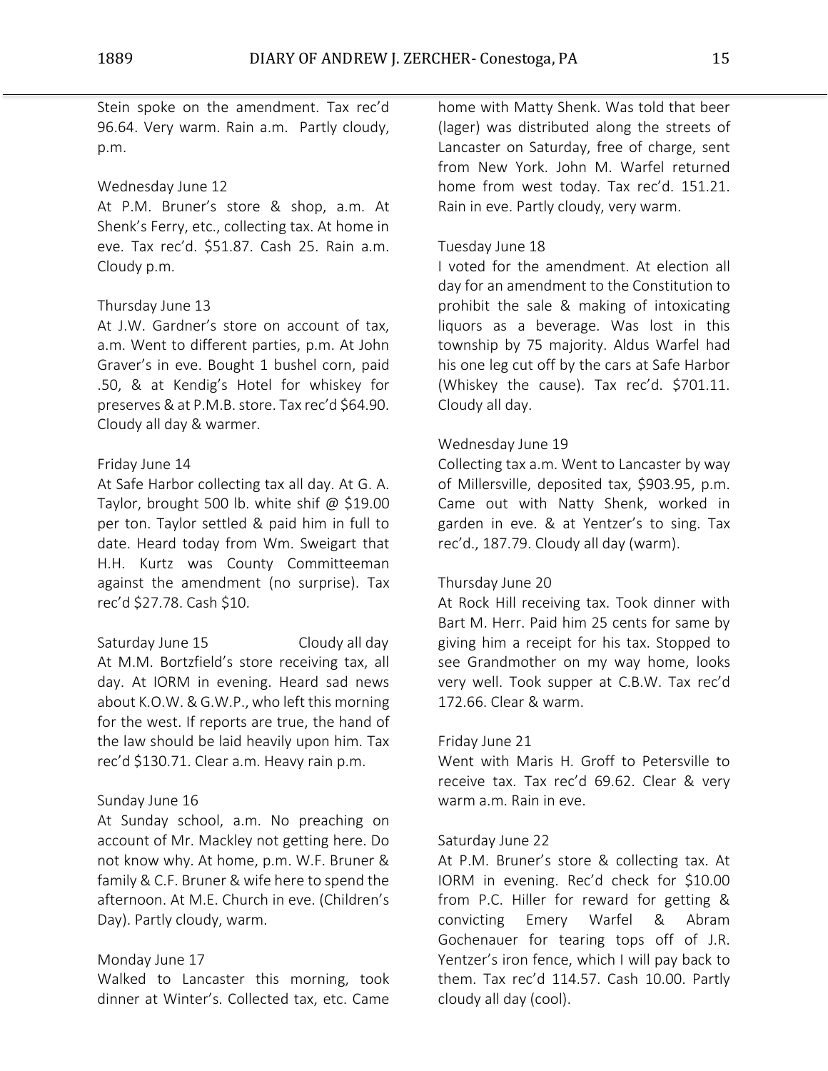Stein spoke on the amendment. Tax rec'd 96.64. Very warm. Rain a.m. Partly cloudy, p.m.

Wednesday June 12
At P.M. Bruner's store & shop, a.m. At Shenk's Ferry, etc., collecting tax. At home in eve. Tax rec'd. $51.87. Cash 25. Rain a.m. Cloudy p.m.

Thursday June 13
At J.W. Gardner's store on account of tax, a.m. Went to different parties, p.m. At John Graver's in eve. Bought 1 bushel corn, paid .50, & at Kendig's Hotel for whiskey for preserves & at P.M.B. store. Tax rec'd $64.90. Cloudy all day & warmer.

Friday June 14
At Safe Harbor collecting tax all day. At G. A. Taylor, brought 500 lb. white shif @ $19.00 per ton. Taylor settled & paid him in full to date. Heard today from Wm. Sweigart that H.H. Kurtz was County Committeeman against the amendment (no surprise). Tax rec'd $27.78. Cash $10.

Saturday June 15 Cloudy all day
At M.M. Bortzfield's store receiving tax, all day. At IORM in evening. Heard sad news about K.O.W. & G.W.P., who left this morning for the west. If reports are true, the hand of the law should be laid heavily upon him. Tax rec'd $130.71. Clear a.m. Heavy rain p.m.

Sunday June 16
At Sunday school, a.m. No preaching on account of Mr. Mackley not getting here. Do not know why. At home, p.m. W.F. Bruner & family & C.F. Bruner & wife here to spend the afternoon. At M.E. Church in eve. (Children's Day). Partly cloudy, warm.

Monday June 17
Walked to Lancaster this morning, took dinner at Winter's. Collected tax, etc. Came home with Matty Shenk. Was told that beer (lager) was distributed along the streets of Lancaster on Saturday, free of charge, sent from New York. John M. Warfel returned home from west today. Tax rec'd. 151.21. Rain in eve. Partly cloudy, very warm.

Tuesday June 18
I voted for the amendment. At election all day for an amendment to the Constitution to prohibit the sale & making of intoxicating liquors as a beverage. Was lost in this township by 75 majority. Aldus Warfel had his one leg cut off by the cars at Safe Harbor (Whiskey the cause). Tax rec'd. $701.11. Cloudy all day.

Wednesday June 19
Collecting tax a.m. Went to Lancaster by way of Millersville, deposited tax, $903.95, p.m. Came out with Natty Shenk, worked in garden in eve. & at Yentzer's to sing. Tax rec'd., 187.79. Cloudy all day (warm).

Thursday June 20
At Rock Hill receiving tax. Took dinner with Bart M. Herr. Paid him 25 cents for same by giving him a receipt for his tax. Stopped to see Grandmother on my way home, looks very well. Took supper at C.B.W. Tax rec'd 172.66. Clear & warm.

Friday June 21
Went with Maris H. Groff to Petersville to receive tax. Tax rec'd 69.62. Clear & very warm a.m. Rain in eve.

Saturday June 22
At P.M. Bruner's store & collecting tax. At IORM in evening. Rec'd check for $10.00 from P.C. Hiller for reward for getting & convicting Emery Warfel & Abram Gochenauer for tearing tops off of J.R. Yentzer's iron fence, which I will pay back to them. Tax rec'd 114.57. Cash 10.00. Partly cloudy all day (cool).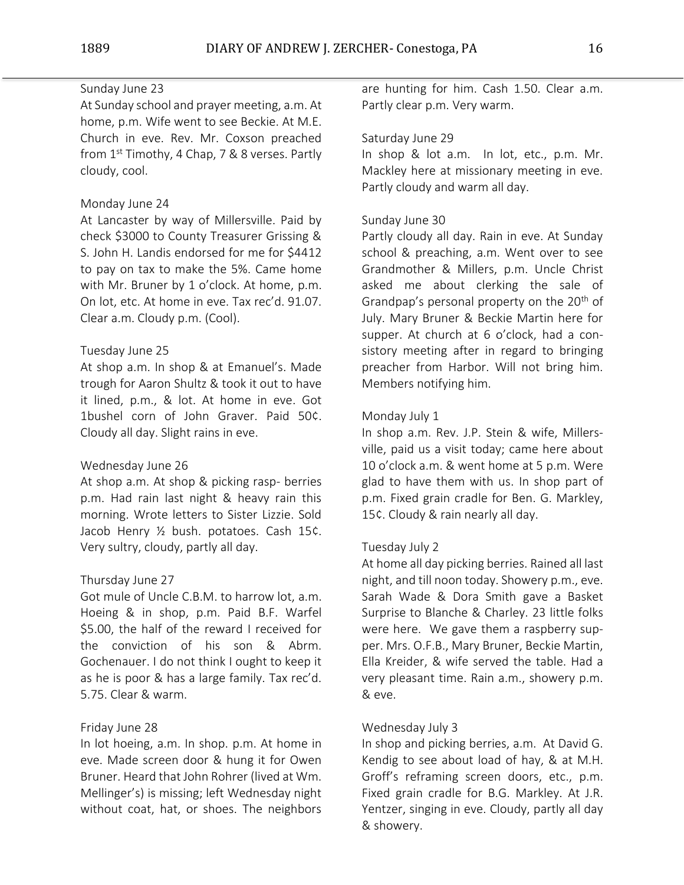Sunday June 23

At Sunday school and prayer meeting, a.m. At home, p.m. Wife went to see Beckie. At M.E. Church in eve. Rev. Mr. Coxson preached from 1st Timothy, 4 Chap, 7 & 8 verses. Partly cloudy, cool.

Monday June 24

At Lancaster by way of Millersville. Paid by check \$3000 to County Treasurer Grissing & S. John H. Landis endorsed for me for \$4412 to pay on tax to make the 5%. Came home with Mr. Bruner by 1 o'clock. At home, p.m. On lot, etc. At home in eve. Tax rec'd. 91.07. Clear a.m. Cloudy p.m. (Cool).

Tuesday June 25

At shop a.m. In shop & at Emanuel's. Made trough for Aaron Shultz & took it out to have it lined, p.m., & lot. At home in eve. Got 1bushel corn of John Graver. Paid 50¢. Cloudy all day. Slight rains in eve.

Wednesday June 26

At shop a.m. At shop & picking rasp- berries p.m. Had rain last night & heavy rain this morning. Wrote letters to Sister Lizzie. Sold Jacob Henry ½ bush. potatoes. Cash 15¢. Very sultry, cloudy, partly all day.

Thursday June 27

Got mule of Uncle C.B.M. to harrow lot, a.m. Hoeing & in shop, p.m. Paid B.F. Warfel \$5.00, the half of the reward I received for the conviction of his son & Abrm. Gochenauer. I do not think I ought to keep it as he is poor & has a large family. Tax rec'd. 5.75. Clear & warm.

Friday June 28

In lot hoeing, a.m. In shop. p.m. At home in eve. Made screen door & hung it for Owen Bruner. Heard that John Rohrer (lived at Wm. Mellinger's) is missing; left Wednesday night without coat, hat, or shoes. The neighbors are hunting for him. Cash 1.50. Clear a.m. Partly clear p.m. Very warm.

Saturday June 29

In shop & lot a.m. In lot, etc., p.m. Mr. Mackley here at missionary meeting in eve. Partly cloudy and warm all day.

Sunday June 30

Partly cloudy all day. Rain in eve. At Sunday school & preaching, a.m. Went over to see Grandmother & Millers, p.m. Uncle Christ asked me about clerking the sale of Grandpap's personal property on the 20th of July. Mary Bruner & Beckie Martin here for supper. At church at 6 o'clock, had a con- sistory meeting after in regard to bringing preacher from Harbor. Will not bring him. Members notifying him.

Monday July 1

In shop a.m. Rev. J.P. Stein & wife, Millers- ville, paid us a visit today; came here about 10 o'clock a.m. & went home at 5 p.m. Were glad to have them with us. In shop part of p.m. Fixed grain cradle for Ben. G. Markley, 15¢. Cloudy & rain nearly all day.

Tuesday July 2

At home all day picking berries. Rained all last night, and till noon today. Showery p.m., eve. Sarah Wade & Dora Smith gave a Basket Surprise to Blanche & Charley. 23 little folks were here. We gave them a raspberry sup- per. Mrs. O.F.B., Mary Bruner, Beckie Martin, Ella Kreider, & wife served the table. Had a very pleasant time. Rain a.m., showery p.m. & eve.

Wednesday July 3

In shop and picking berries, a.m. At David G. Kendig to see about load of hay, & at M.H. Groff's reframing screen doors, etc., p.m. Fixed grain cradle for B.G. Markley. At J.R. Yentzer, singing in eve. Cloudy, partly all day & showery.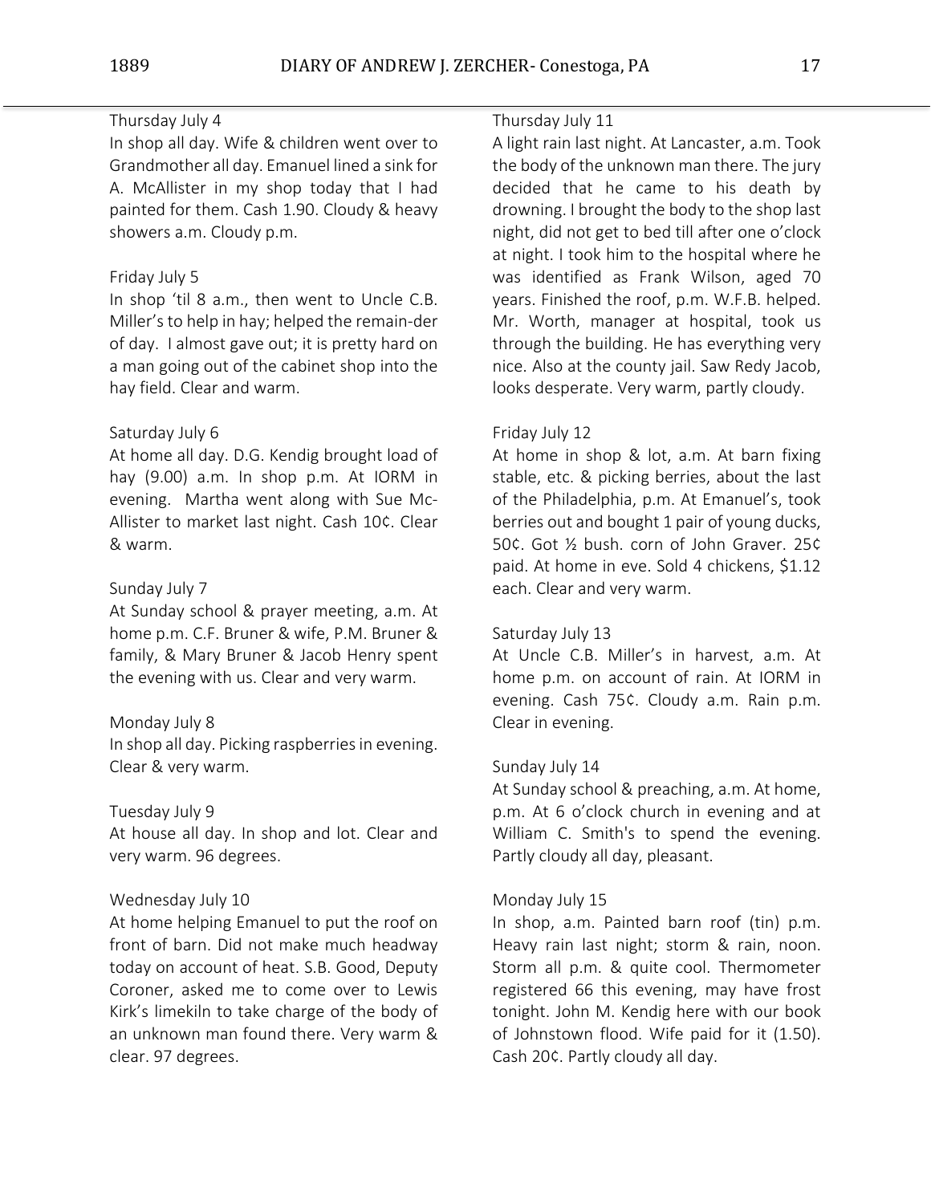Thursday July 4
In shop all day. Wife & children went over to Grandmother all day. Emanuel lined a sink for A. McAllister in my shop today that I had painted for them. Cash 1.90. Cloudy & heavy showers a.m. Cloudy p.m.

Friday July 5
In shop 'til 8 a.m., then went to Uncle C.B. Miller's to help in hay; helped the remain-der of day. I almost gave out; it is pretty hard on a man going out of the cabinet shop into the hay field. Clear and warm.

Saturday July 6
At home all day. D.G. Kendig brought load of hay (9.00) a.m. In shop p.m. At IORM in evening. Martha went along with Sue Mc-Allister to market last night. Cash 10¢. Clear & warm.

Sunday July 7
At Sunday school & prayer meeting, a.m. At home p.m. C.F. Bruner & wife, P.M. Bruner & family, & Mary Bruner & Jacob Henry spent the evening with us. Clear and very warm.

Monday July 8
In shop all day. Picking raspberries in evening. Clear & very warm.

Tuesday July 9
At house all day. In shop and lot. Clear and very warm. 96 degrees.

Wednesday July 10
At home helping Emanuel to put the roof on front of barn. Did not make much headway today on account of heat. S.B. Good, Deputy Coroner, asked me to come over to Lewis Kirk's limekiln to take charge of the body of an unknown man found there. Very warm & clear. 97 degrees.

Thursday July 11
A light rain last night. At Lancaster, a.m. Took the body of the unknown man there. The jury decided that he came to his death by drowning. I brought the body to the shop last night, did not get to bed till after one o'clock at night. I took him to the hospital where he was identified as Frank Wilson, aged 70 years. Finished the roof, p.m. W.F.B. helped. Mr. Worth, manager at hospital, took us through the building. He has everything very nice. Also at the county jail. Saw Redy Jacob, looks desperate. Very warm, partly cloudy.

Friday July 12
At home in shop & lot, a.m. At barn fixing stable, etc. & picking berries, about the last of the Philadelphia, p.m. At Emanuel's, took berries out and bought 1 pair of young ducks, 50¢. Got ½ bush. corn of John Graver. 25¢ paid. At home in eve. Sold 4 chickens, $1.12 each. Clear and very warm.

Saturday July 13
At Uncle C.B. Miller's in harvest, a.m. At home p.m. on account of rain. At IORM in evening. Cash 75¢. Cloudy a.m. Rain p.m. Clear in evening.

Sunday July 14
At Sunday school & preaching, a.m. At home, p.m. At 6 o'clock church in evening and at William C. Smith's to spend the evening. Partly cloudy all day, pleasant.

Monday July 15
In shop, a.m. Painted barn roof (tin) p.m. Heavy rain last night; storm & rain, noon. Storm all p.m. & quite cool. Thermometer registered 66 this evening, may have frost tonight. John M. Kendig here with our book of Johnstown flood. Wife paid for it (1.50). Cash 20¢. Partly cloudy all day.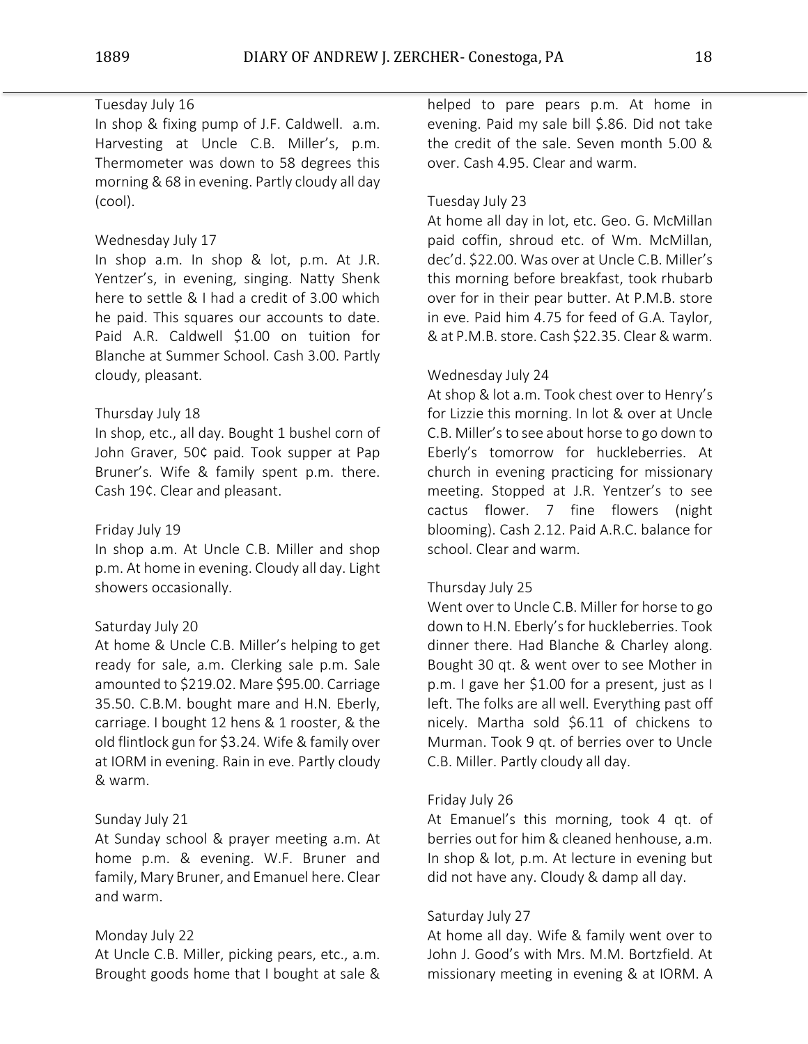Tuesday July 16

In shop & fixing pump of J.F. Caldwell. a.m. Harvesting at Uncle C.B. Miller's, p.m. Thermometer was down to 58 degrees this morning & 68 in evening. Partly cloudy all day (cool).

Wednesday July 17

In shop a.m. In shop & lot, p.m. At J.R. Yentzer's, in evening, singing. Natty Shenk here to settle & I had a credit of 3.00 which he paid. This squares our accounts to date. Paid A.R. Caldwell $1.00 on tuition for Blanche at Summer School. Cash 3.00. Partly cloudy, pleasant.

Thursday July 18

In shop, etc., all day. Bought 1 bushel corn of John Graver, 50¢ paid. Took supper at Pap Bruner's. Wife & family spent p.m. there. Cash 19¢. Clear and pleasant.

Friday July 19

In shop a.m. At Uncle C.B. Miller and shop p.m. At home in evening. Cloudy all day. Light showers occasionally.

Saturday July 20

At home & Uncle C.B. Miller's helping to get ready for sale, a.m. Clerking sale p.m. Sale amounted to $219.02. Mare $95.00. Carriage 35.50. C.B.M. bought mare and H.N. Eberly, carriage. I bought 12 hens & 1 rooster, & the old flintlock gun for $3.24. Wife & family over at IORM in evening. Rain in eve. Partly cloudy & warm.

Sunday July 21

At Sunday school & prayer meeting a.m. At home p.m. & evening. W.F. Bruner and family, Mary Bruner, and Emanuel here. Clear and warm.

Monday July 22

At Uncle C.B. Miller, picking pears, etc., a.m. Brought goods home that I bought at sale & helped to pare pears p.m. At home in evening. Paid my sale bill $.86. Did not take the credit of the sale. Seven month 5.00 & over. Cash 4.95. Clear and warm.

Tuesday July 23

At home all day in lot, etc. Geo. G. McMillan paid coffin, shroud etc. of Wm. McMillan, dec'd. $22.00. Was over at Uncle C.B. Miller's this morning before breakfast, took rhubarb over for in their pear butter. At P.M.B. store in eve. Paid him 4.75 for feed of G.A. Taylor, & at P.M.B. store. Cash $22.35. Clear & warm.

Wednesday July 24

At shop & lot a.m. Took chest over to Henry's for Lizzie this morning. In lot & over at Uncle C.B. Miller's to see about horse to go down to Eberly's tomorrow for huckleberries. At church in evening practicing for missionary meeting. Stopped at J.R. Yentzer's to see cactus flower. 7 fine flowers (night blooming). Cash 2.12. Paid A.R.C. balance for school. Clear and warm.

Thursday July 25

Went over to Uncle C.B. Miller for horse to go down to H.N. Eberly's for huckleberries. Took dinner there. Had Blanche & Charley along. Bought 30 qt. & went over to see Mother in p.m. I gave her $1.00 for a present, just as I left. The folks are all well. Everything past off nicely. Martha sold $6.11 of chickens to Murman. Took 9 qt. of berries over to Uncle C.B. Miller. Partly cloudy all day.

Friday July 26

At Emanuel's this morning, took 4 qt. of berries out for him & cleaned henhouse, a.m. In shop & lot, p.m. At lecture in evening but did not have any. Cloudy & damp all day.

Saturday July 27

At home all day. Wife & family went over to John J. Good's with Mrs. M.M. Bortzfield. At missionary meeting in evening & at IORM. A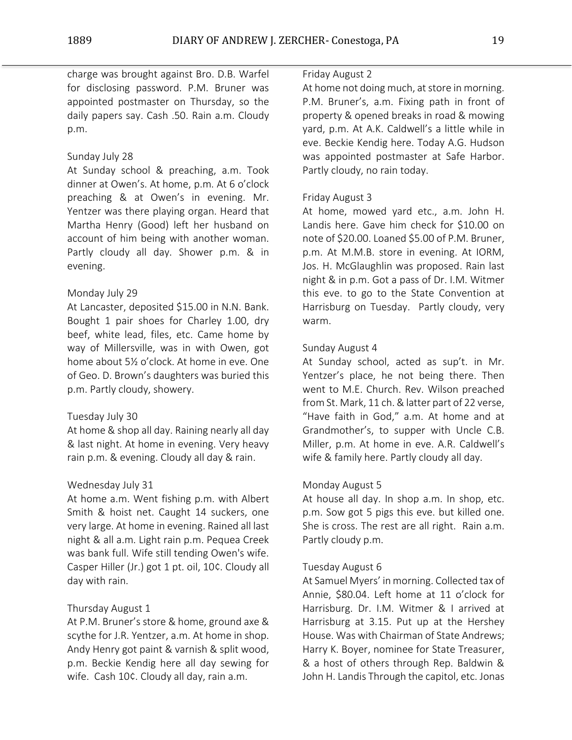charge was brought against Bro. D.B. Warfel for disclosing password. P.M. Bruner was appointed postmaster on Thursday, so the daily papers say. Cash .50. Rain a.m. Cloudy p.m.

Sunday July 28
At Sunday school & preaching, a.m. Took dinner at Owen's. At home, p.m. At 6 o'clock preaching & at Owen's in evening. Mr. Yentzer was there playing organ. Heard that Martha Henry (Good) left her husband on account of him being with another woman. Partly cloudy all day. Shower p.m. & in evening.

Monday July 29
At Lancaster, deposited $15.00 in N.N. Bank. Bought 1 pair shoes for Charley 1.00, dry beef, white lead, files, etc. Came home by way of Millersville, was in with Owen, got home about 5½ o'clock. At home in eve. One of Geo. D. Brown's daughters was buried this p.m. Partly cloudy, showery.

Tuesday July 30
At home & shop all day. Raining nearly all day & last night. At home in evening. Very heavy rain p.m. & evening. Cloudy all day & rain.

Wednesday July 31
At home a.m. Went fishing p.m. with Albert Smith & hoist net. Caught 14 suckers, one very large. At home in evening. Rained all last night & all a.m. Light rain p.m. Pequea Creek was bank full. Wife still tending Owen's wife. Casper Hiller (Jr.) got 1 pt. oil, 10¢. Cloudy all day with rain.

Thursday August 1
At P.M. Bruner's store & home, ground axe & scythe for J.R. Yentzer, a.m. At home in shop. Andy Henry got paint & varnish & split wood, p.m. Beckie Kendig here all day sewing for wife. Cash 10¢. Cloudy all day, rain a.m.

Friday August 2
At home not doing much, at store in morning. P.M. Bruner's, a.m. Fixing path in front of property & opened breaks in road & mowing yard, p.m. At A.K. Caldwell's a little while in eve. Beckie Kendig here. Today A.G. Hudson was appointed postmaster at Safe Harbor. Partly cloudy, no rain today.

Friday August 3
At home, mowed yard etc., a.m. John H. Landis here. Gave him check for $10.00 on note of $20.00. Loaned $5.00 of P.M. Bruner, p.m. At M.M.B. store in evening. At IORM, Jos. H. McGlaughlin was proposed. Rain last night & in p.m. Got a pass of Dr. I.M. Witmer this eve. to go to the State Convention at Harrisburg on Tuesday. Partly cloudy, very warm.

Sunday August 4
At Sunday school, acted as sup't. in Mr. Yentzer's place, he not being there. Then went to M.E. Church. Rev. Wilson preached from St. Mark, 11 ch. & latter part of 22 verse, "Have faith in God," a.m. At home and at Grandmother's, to supper with Uncle C.B. Miller, p.m. At home in eve. A.R. Caldwell's wife & family here. Partly cloudy all day.

Monday August 5
At house all day. In shop a.m. In shop, etc. p.m. Sow got 5 pigs this eve. but killed one. She is cross. The rest are all right. Rain a.m. Partly cloudy p.m.

Tuesday August 6
At Samuel Myers' in morning. Collected tax of Annie, $80.04. Left home at 11 o'clock for Harrisburg. Dr. I.M. Witmer & I arrived at Harrisburg at 3.15. Put up at the Hershey House. Was with Chairman of State Andrews; Harry K. Boyer, nominee for State Treasurer, & a host of others through Rep. Baldwin & John H. Landis Through the capitol, etc. Jonas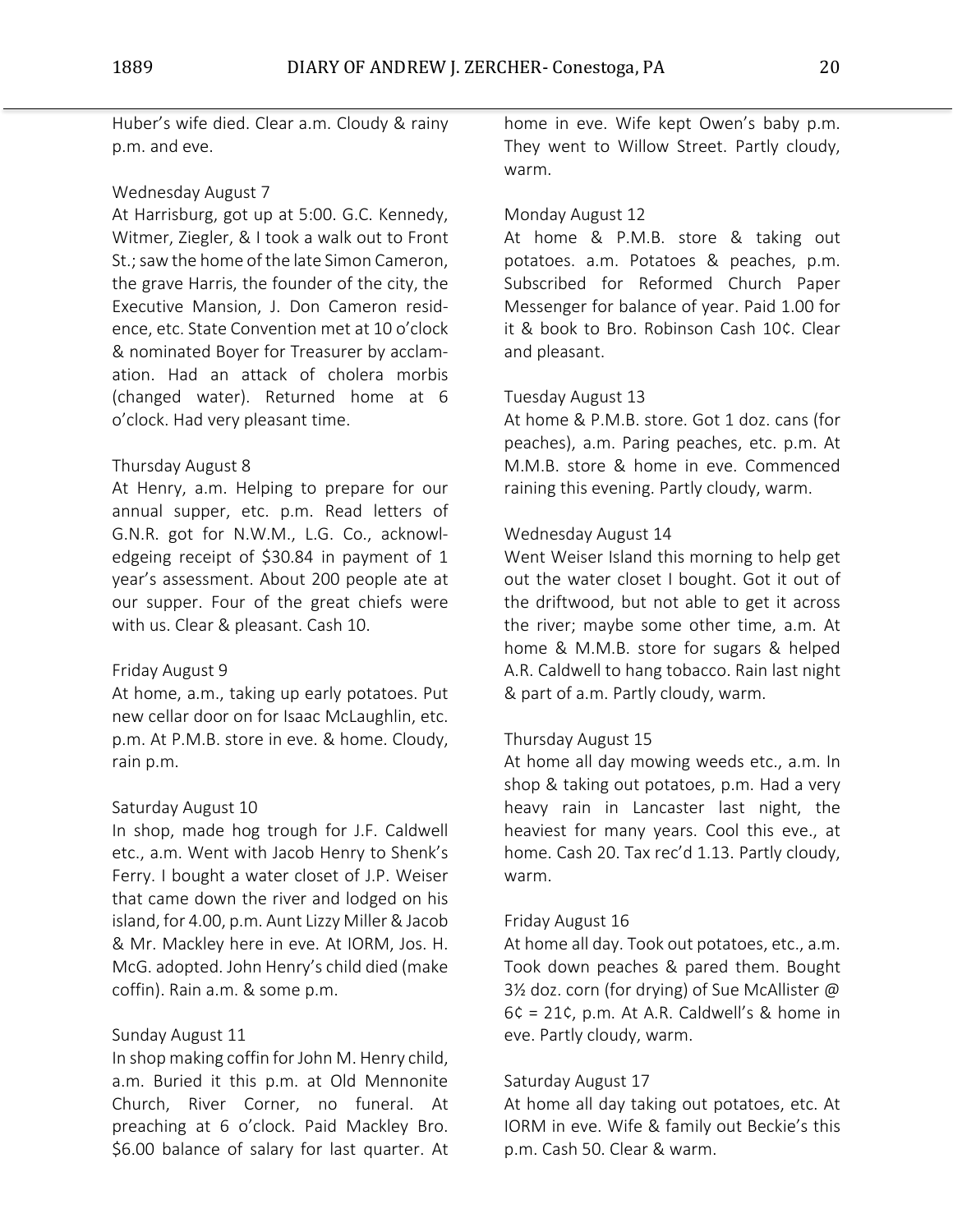Huber's wife died. Clear a.m. Cloudy & rainy p.m. and eve.

Wednesday August 7
At Harrisburg, got up at 5:00. G.C. Kennedy, Witmer, Ziegler, & I took a walk out to Front St.; saw the home of the late Simon Cameron, the grave Harris, the founder of the city, the Executive Mansion, J. Don Cameron residence, etc. State Convention met at 10 o'clock & nominated Boyer for Treasurer by acclamation. Had an attack of cholera morbis (changed water). Returned home at 6 o'clock. Had very pleasant time.

Thursday August 8
At Henry, a.m. Helping to prepare for our annual supper, etc. p.m. Read letters of G.N.R. got for N.W.M., L.G. Co., acknowledgeing receipt of $30.84 in payment of 1 year's assessment. About 200 people ate at our supper. Four of the great chiefs were with us. Clear & pleasant. Cash 10.

Friday August 9
At home, a.m., taking up early potatoes. Put new cellar door on for Isaac McLaughlin, etc. p.m. At P.M.B. store in eve. & home. Cloudy, rain p.m.

Saturday August 10
In shop, made hog trough for J.F. Caldwell etc., a.m. Went with Jacob Henry to Shenk's Ferry. I bought a water closet of J.P. Weiser that came down the river and lodged on his island, for 4.00, p.m. Aunt Lizzy Miller & Jacob & Mr. Mackley here in eve. At IORM, Jos. H. McG. adopted. John Henry's child died (make coffin). Rain a.m. & some p.m.

Sunday August 11
In shop making coffin for John M. Henry child, a.m. Buried it this p.m. at Old Mennonite Church, River Corner, no funeral. At preaching at 6 o'clock. Paid Mackley Bro. $6.00 balance of salary for last quarter. At home in eve. Wife kept Owen's baby p.m. They went to Willow Street. Partly cloudy, warm.

Monday August 12
At home & P.M.B. store & taking out potatoes. a.m. Potatoes & peaches, p.m. Subscribed for Reformed Church Paper Messenger for balance of year. Paid 1.00 for it & book to Bro. Robinson Cash 10¢. Clear and pleasant.

Tuesday August 13
At home & P.M.B. store. Got 1 doz. cans (for peaches), a.m. Paring peaches, etc. p.m. At M.M.B. store & home in eve. Commenced raining this evening. Partly cloudy, warm.

Wednesday August 14
Went Weiser Island this morning to help get out the water closet I bought. Got it out of the driftwood, but not able to get it across the river; maybe some other time, a.m. At home & M.M.B. store for sugars & helped A.R. Caldwell to hang tobacco. Rain last night & part of a.m. Partly cloudy, warm.

Thursday August 15
At home all day mowing weeds etc., a.m. In shop & taking out potatoes, p.m. Had a very heavy rain in Lancaster last night, the heaviest for many years. Cool this eve., at home. Cash 20. Tax rec'd 1.13. Partly cloudy, warm.

Friday August 16
At home all day. Took out potatoes, etc., a.m. Took down peaches & pared them. Bought 3½ doz. corn (for drying) of Sue McAllister @ 6¢ = 21¢, p.m. At A.R. Caldwell's & home in eve. Partly cloudy, warm.

Saturday August 17
At home all day taking out potatoes, etc. At IORM in eve. Wife & family out Beckie's this p.m. Cash 50. Clear & warm.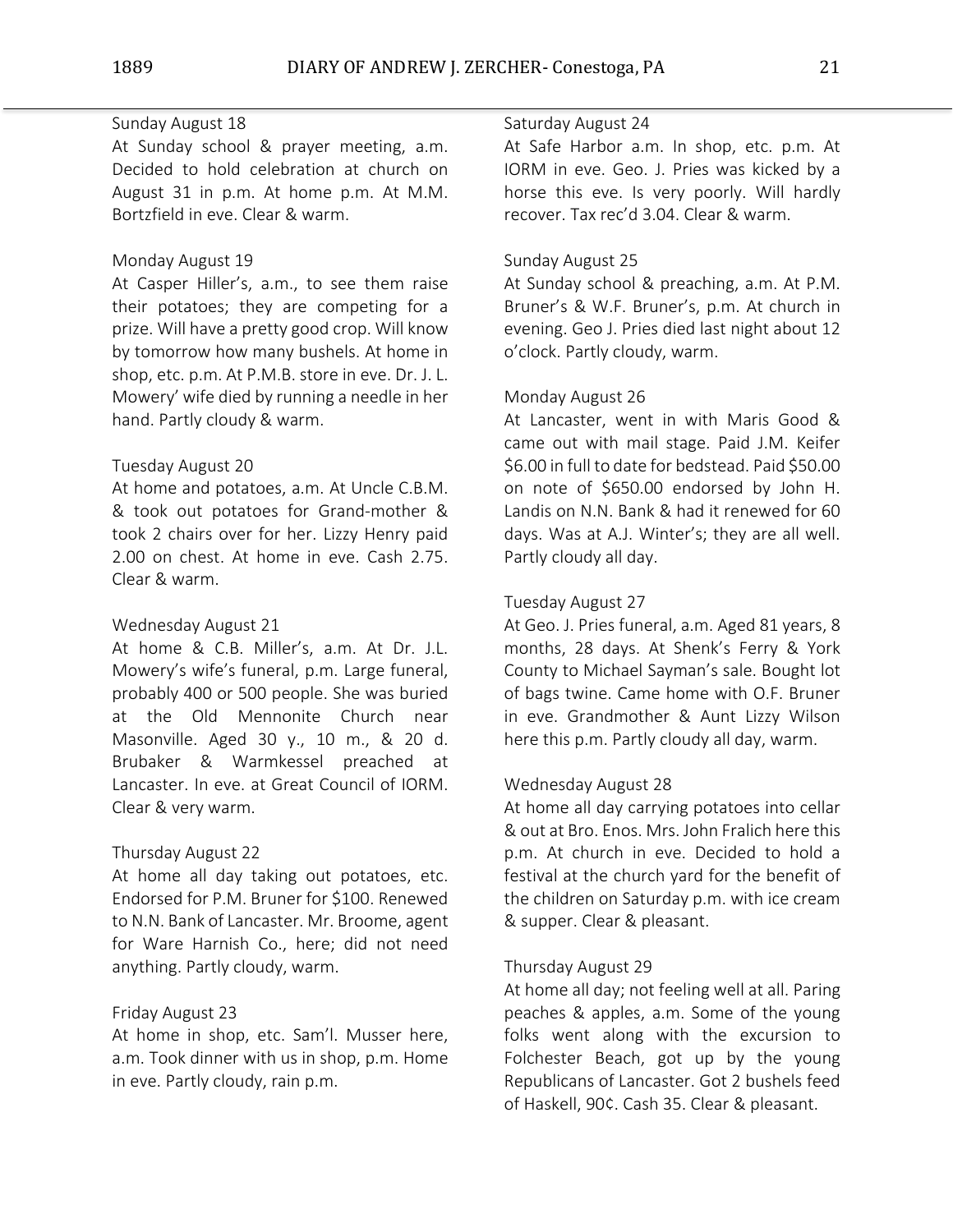Sunday August 18
At Sunday school & prayer meeting, a.m. Decided to hold celebration at church on August 31 in p.m. At home p.m. At M.M. Bortzfield in eve. Clear & warm.

Monday August 19
At Casper Hiller's, a.m., to see them raise their potatoes; they are competing for a prize. Will have a pretty good crop. Will know by tomorrow how many bushels. At home in shop, etc. p.m. At P.M.B. store in eve. Dr. J. L. Mowery' wife died by running a needle in her hand. Partly cloudy & warm.

Tuesday August 20
At home and potatoes, a.m. At Uncle C.B.M. & took out potatoes for Grand-mother & took 2 chairs over for her. Lizzy Henry paid 2.00 on chest. At home in eve. Cash 2.75. Clear & warm.

Wednesday August 21
At home & C.B. Miller's, a.m. At Dr. J.L. Mowery's wife's funeral, p.m. Large funeral, probably 400 or 500 people. She was buried at the Old Mennonite Church near Masonville. Aged 30 y., 10 m., & 20 d. Brubaker & Warmkessel preached at Lancaster. In eve. at Great Council of IORM. Clear & very warm.

Thursday August 22
At home all day taking out potatoes, etc. Endorsed for P.M. Bruner for $100. Renewed to N.N. Bank of Lancaster. Mr. Broome, agent for Ware Harnish Co., here; did not need anything. Partly cloudy, warm.

Friday August 23
At home in shop, etc. Sam'l. Musser here, a.m. Took dinner with us in shop, p.m. Home in eve. Partly cloudy, rain p.m.

Saturday August 24
At Safe Harbor a.m. In shop, etc. p.m. At IORM in eve. Geo. J. Pries was kicked by a horse this eve. Is very poorly. Will hardly recover. Tax rec'd 3.04. Clear & warm.

Sunday August 25
At Sunday school & preaching, a.m. At P.M. Bruner's & W.F. Bruner's, p.m. At church in evening. Geo J. Pries died last night about 12 o'clock. Partly cloudy, warm.

Monday August 26
At Lancaster, went in with Maris Good & came out with mail stage. Paid J.M. Keifer $6.00 in full to date for bedstead. Paid $50.00 on note of $650.00 endorsed by John H. Landis on N.N. Bank & had it renewed for 60 days. Was at A.J. Winter's; they are all well. Partly cloudy all day.

Tuesday August 27
At Geo. J. Pries funeral, a.m. Aged 81 years, 8 months, 28 days. At Shenk's Ferry & York County to Michael Sayman's sale. Bought lot of bags twine. Came home with O.F. Bruner in eve. Grandmother & Aunt Lizzy Wilson here this p.m. Partly cloudy all day, warm.

Wednesday August 28
At home all day carrying potatoes into cellar & out at Bro. Enos. Mrs. John Fralich here this p.m. At church in eve. Decided to hold a festival at the church yard for the benefit of the children on Saturday p.m. with ice cream & supper. Clear & pleasant.

Thursday August 29
At home all day; not feeling well at all. Paring peaches & apples, a.m. Some of the young folks went along with the excursion to Folchester Beach, got up by the young Republicans of Lancaster. Got 2 bushels feed of Haskell, 90¢. Cash 35. Clear & pleasant.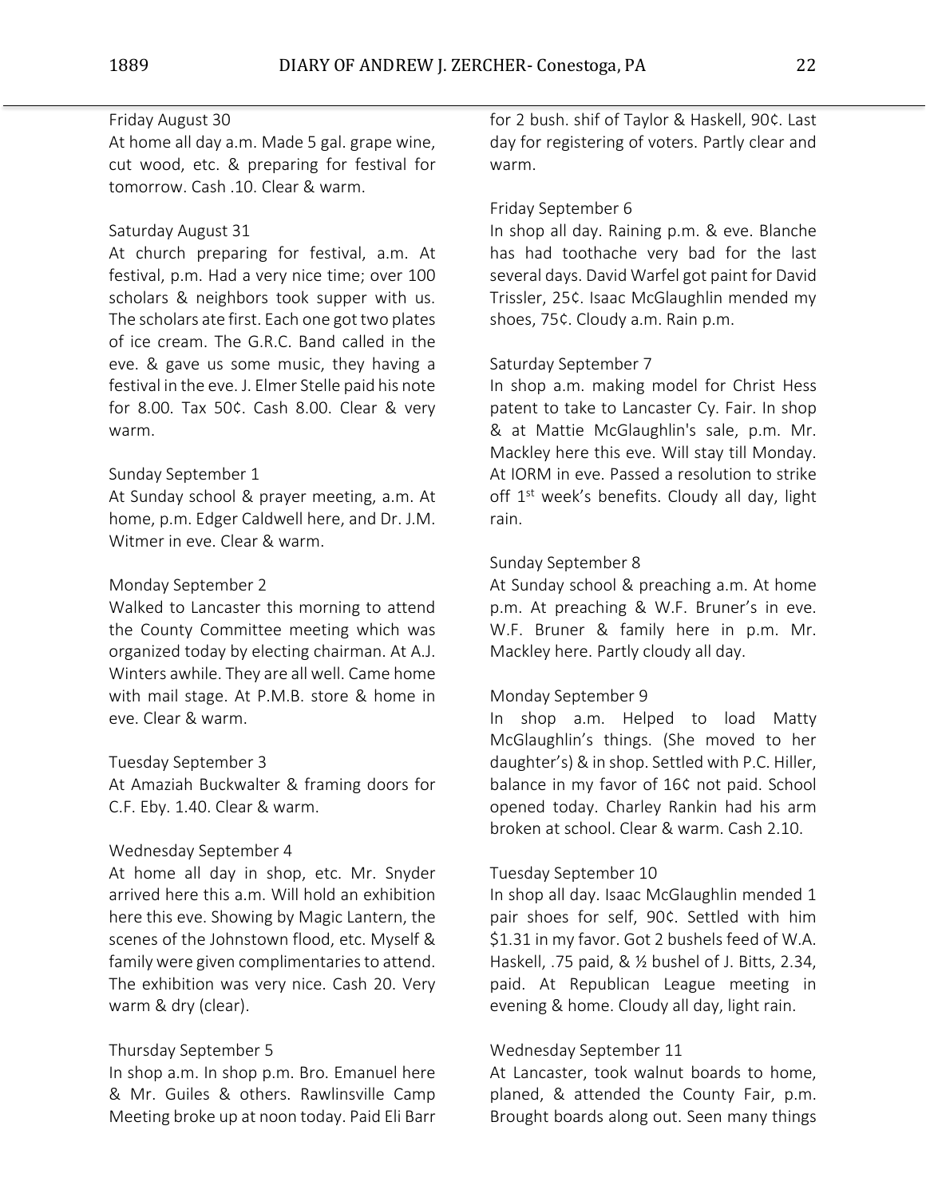Friday August 30
At home all day a.m. Made 5 gal. grape wine, cut wood, etc. & preparing for festival for tomorrow. Cash .10. Clear & warm.

Saturday August 31
At church preparing for festival, a.m. At festival, p.m. Had a very nice time; over 100 scholars & neighbors took supper with us. The scholars ate first. Each one got two plates of ice cream. The G.R.C. Band called in the eve. & gave us some music, they having a festival in the eve. J. Elmer Stelle paid his note for 8.00. Tax 50¢. Cash 8.00. Clear & very warm.

Sunday September 1
At Sunday school & prayer meeting, a.m. At home, p.m. Edger Caldwell here, and Dr. J.M. Witmer in eve. Clear & warm.

Monday September 2
Walked to Lancaster this morning to attend the County Committee meeting which was organized today by electing chairman. At A.J. Winters awhile. They are all well. Came home with mail stage. At P.M.B. store & home in eve. Clear & warm.

Tuesday September 3
At Amaziah Buckwalter & framing doors for C.F. Eby. 1.40. Clear & warm.

Wednesday September 4
At home all day in shop, etc. Mr. Snyder arrived here this a.m. Will hold an exhibition here this eve. Showing by Magic Lantern, the scenes of the Johnstown flood, etc. Myself & family were given complimentaries to attend. The exhibition was very nice. Cash 20. Very warm & dry (clear).

Thursday September 5
In shop a.m. In shop p.m. Bro. Emanuel here & Mr. Guiles & others. Rawlinsville Camp Meeting broke up at noon today. Paid Eli Barr for 2 bush. shif of Taylor & Haskell, 90¢. Last day for registering of voters. Partly clear and warm.

Friday September 6
In shop all day. Raining p.m. & eve. Blanche has had toothache very bad for the last several days. David Warfel got paint for David Trissler, 25¢. Isaac McGlaughlin mended my shoes, 75¢. Cloudy a.m. Rain p.m.

Saturday September 7
In shop a.m. making model for Christ Hess patent to take to Lancaster Cy. Fair. In shop & at Mattie McGlaughlin's sale, p.m. Mr. Mackley here this eve. Will stay till Monday. At IORM in eve. Passed a resolution to strike off 1st week's benefits. Cloudy all day, light rain.

Sunday September 8
At Sunday school & preaching a.m. At home p.m. At preaching & W.F. Bruner's in eve. W.F. Bruner & family here in p.m. Mr. Mackley here. Partly cloudy all day.

Monday September 9
In shop a.m. Helped to load Matty McGlaughlin's things. (She moved to her daughter's) & in shop. Settled with P.C. Hiller, balance in my favor of 16¢ not paid. School opened today. Charley Rankin had his arm broken at school. Clear & warm. Cash 2.10.

Tuesday September 10
In shop all day. Isaac McGlaughlin mended 1 pair shoes for self, 90¢. Settled with him $1.31 in my favor. Got 2 bushels feed of W.A. Haskell, .75 paid, & ½ bushel of J. Bitts, 2.34, paid. At Republican League meeting in evening & home. Cloudy all day, light rain.

Wednesday September 11
At Lancaster, took walnut boards to home, planed, & attended the County Fair, p.m. Brought boards along out. Seen many things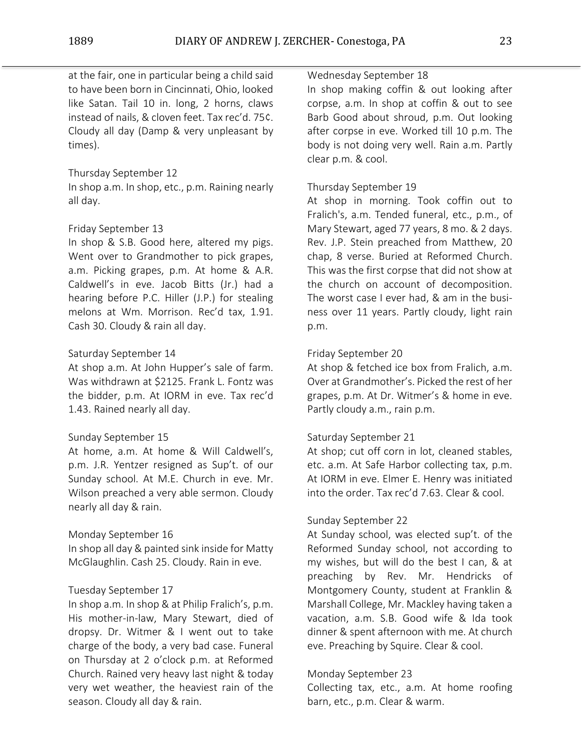at the fair, one in particular being a child said to have been born in Cincinnati, Ohio, looked like Satan. Tail 10 in. long, 2 horns, claws instead of nails, & cloven feet. Tax rec'd. 75¢. Cloudy all day (Damp & very unpleasant by times).

Thursday September 12
In shop a.m. In shop, etc., p.m. Raining nearly all day.

Friday September 13
In shop & S.B. Good here, altered my pigs. Went over to Grandmother to pick grapes, a.m. Picking grapes, p.m. At home & A.R. Caldwell's in eve. Jacob Bitts (Jr.) had a hearing before P.C. Hiller (J.P.) for stealing melons at Wm. Morrison. Rec'd tax, 1.91. Cash 30. Cloudy & rain all day.

Saturday September 14
At shop a.m. At John Hupper's sale of farm. Was withdrawn at $2125. Frank L. Fontz was the bidder, p.m. At IORM in eve. Tax rec'd 1.43. Rained nearly all day.

Sunday September 15
At home, a.m. At home & Will Caldwell's, p.m. J.R. Yentzer resigned as Sup't. of our Sunday school. At M.E. Church in eve. Mr. Wilson preached a very able sermon. Cloudy nearly all day & rain.

Monday September 16
In shop all day & painted sink inside for Matty McGlaughlin. Cash 25. Cloudy. Rain in eve.

Tuesday September 17
In shop a.m. In shop & at Philip Fralich's, p.m. His mother-in-law, Mary Stewart, died of dropsy. Dr. Witmer & I went out to take charge of the body, a very bad case. Funeral on Thursday at 2 o'clock p.m. at Reformed Church. Rained very heavy last night & today very wet weather, the heaviest rain of the season. Cloudy all day & rain.

Wednesday September 18
In shop making coffin & out looking after corpse, a.m. In shop at coffin & out to see Barb Good about shroud, p.m. Out looking after corpse in eve. Worked till 10 p.m. The body is not doing very well. Rain a.m. Partly clear p.m. & cool.

Thursday September 19
At shop in morning. Took coffin out to Fralich's, a.m. Tended funeral, etc., p.m., of Mary Stewart, aged 77 years, 8 mo. & 2 days. Rev. J.P. Stein preached from Matthew, 20 chap, 8 verse. Buried at Reformed Church. This was the first corpse that did not show at the church on account of decomposition. The worst case I ever had, & am in the business over 11 years. Partly cloudy, light rain p.m.

Friday September 20
At shop & fetched ice box from Fralich, a.m. Over at Grandmother's. Picked the rest of her grapes, p.m. At Dr. Witmer's & home in eve. Partly cloudy a.m., rain p.m.

Saturday September 21
At shop; cut off corn in lot, cleaned stables, etc. a.m. At Safe Harbor collecting tax, p.m. At IORM in eve. Elmer E. Henry was initiated into the order. Tax rec'd 7.63. Clear & cool.

Sunday September 22
At Sunday school, was elected sup't. of the Reformed Sunday school, not according to my wishes, but will do the best I can, & at preaching by Rev. Mr. Hendricks of Montgomery County, student at Franklin & Marshall College, Mr. Mackley having taken a vacation, a.m. S.B. Good wife & Ida took dinner & spent afternoon with me. At church eve. Preaching by Squire. Clear & cool.

Monday September 23
Collecting tax, etc., a.m. At home roofing barn, etc., p.m. Clear & warm.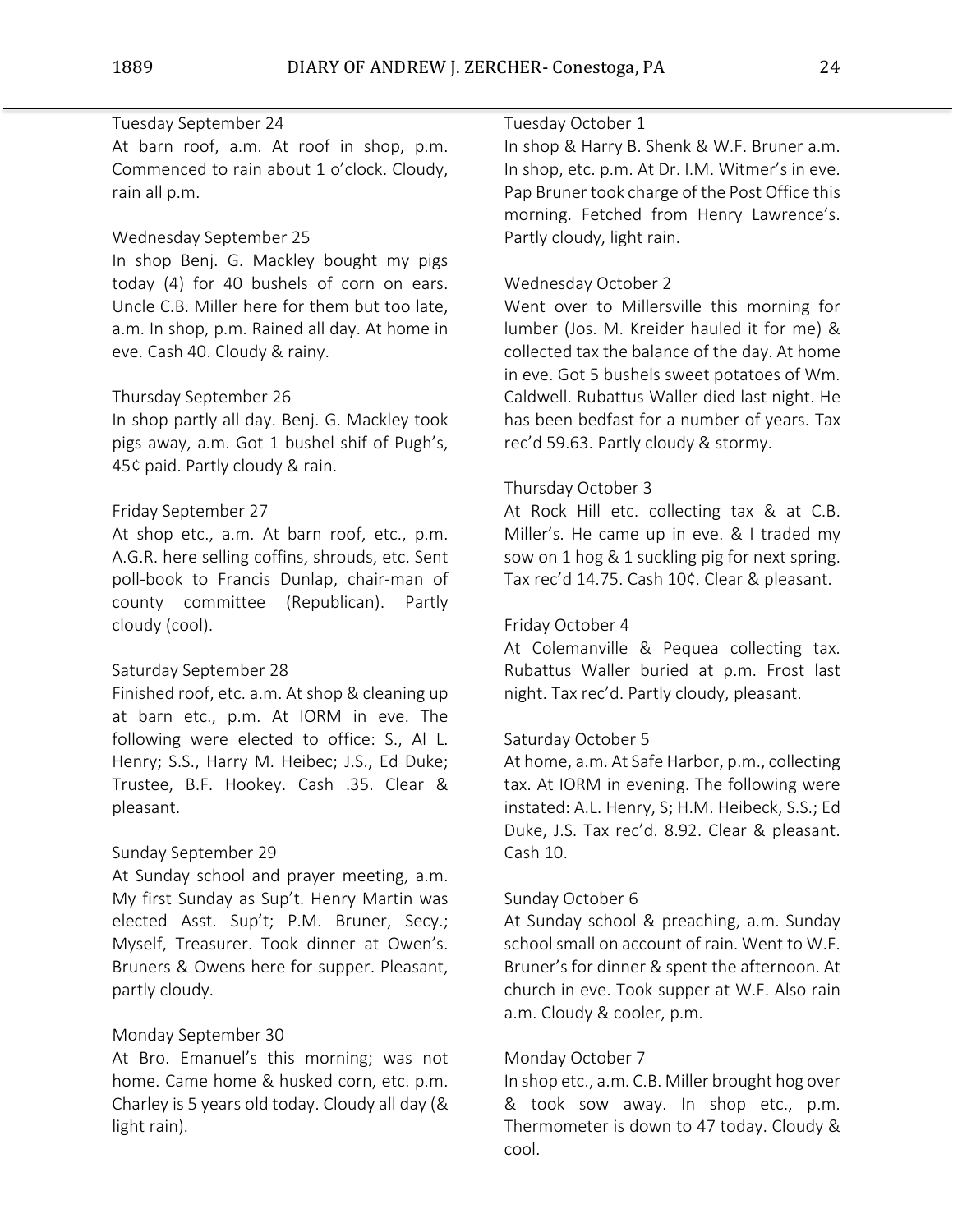Tuesday September 24
At barn roof, a.m. At roof in shop, p.m. Commenced to rain about 1 o'clock. Cloudy, rain all p.m.

Wednesday September 25
In shop Benj. G. Mackley bought my pigs today (4) for 40 bushels of corn on ears. Uncle C.B. Miller here for them but too late, a.m. In shop, p.m. Rained all day. At home in eve. Cash 40. Cloudy & rainy.

Thursday September 26
In shop partly all day. Benj. G. Mackley took pigs away, a.m. Got 1 bushel shif of Pugh's, 45¢ paid. Partly cloudy & rain.

Friday September 27
At shop etc., a.m. At barn roof, etc., p.m. A.G.R. here selling coffins, shrouds, etc. Sent poll-book to Francis Dunlap, chair-man of county committee (Republican). Partly cloudy (cool).

Saturday September 28
Finished roof, etc. a.m. At shop & cleaning up at barn etc., p.m. At IORM in eve. The following were elected to office: S., Al L. Henry; S.S., Harry M. Heibec; J.S., Ed Duke; Trustee, B.F. Hookey. Cash .35. Clear & pleasant.

Sunday September 29
At Sunday school and prayer meeting, a.m. My first Sunday as Sup't. Henry Martin was elected Asst. Sup't; P.M. Bruner, Secy.; Myself, Treasurer. Took dinner at Owen's. Bruners & Owens here for supper. Pleasant, partly cloudy.

Monday September 30
At Bro. Emanuel's this morning; was not home. Came home & husked corn, etc. p.m. Charley is 5 years old today. Cloudy all day (& light rain).

Tuesday October 1
In shop & Harry B. Shenk & W.F. Bruner a.m. In shop, etc. p.m. At Dr. I.M. Witmer's in eve. Pap Bruner took charge of the Post Office this morning. Fetched from Henry Lawrence's. Partly cloudy, light rain.

Wednesday October 2
Went over to Millersville this morning for lumber (Jos. M. Kreider hauled it for me) & collected tax the balance of the day. At home in eve. Got 5 bushels sweet potatoes of Wm. Caldwell. Rubattus Waller died last night. He has been bedfast for a number of years. Tax rec'd 59.63. Partly cloudy & stormy.

Thursday October 3
At Rock Hill etc. collecting tax & at C.B. Miller's. He came up in eve. & I traded my sow on 1 hog & 1 suckling pig for next spring. Tax rec'd 14.75. Cash 10¢. Clear & pleasant.

Friday October 4
At Colemanville & Pequea collecting tax. Rubattus Waller buried at p.m. Frost last night. Tax rec'd. Partly cloudy, pleasant.

Saturday October 5
At home, a.m. At Safe Harbor, p.m., collecting tax. At IORM in evening. The following were instated: A.L. Henry, S; H.M. Heibeck, S.S.; Ed Duke, J.S. Tax rec'd. 8.92. Clear & pleasant. Cash 10.

Sunday October 6
At Sunday school & preaching, a.m. Sunday school small on account of rain. Went to W.F. Bruner's for dinner & spent the afternoon. At church in eve. Took supper at W.F. Also rain a.m. Cloudy & cooler, p.m.

Monday October 7
In shop etc., a.m. C.B. Miller brought hog over & took sow away. In shop etc., p.m. Thermometer is down to 47 today. Cloudy & cool.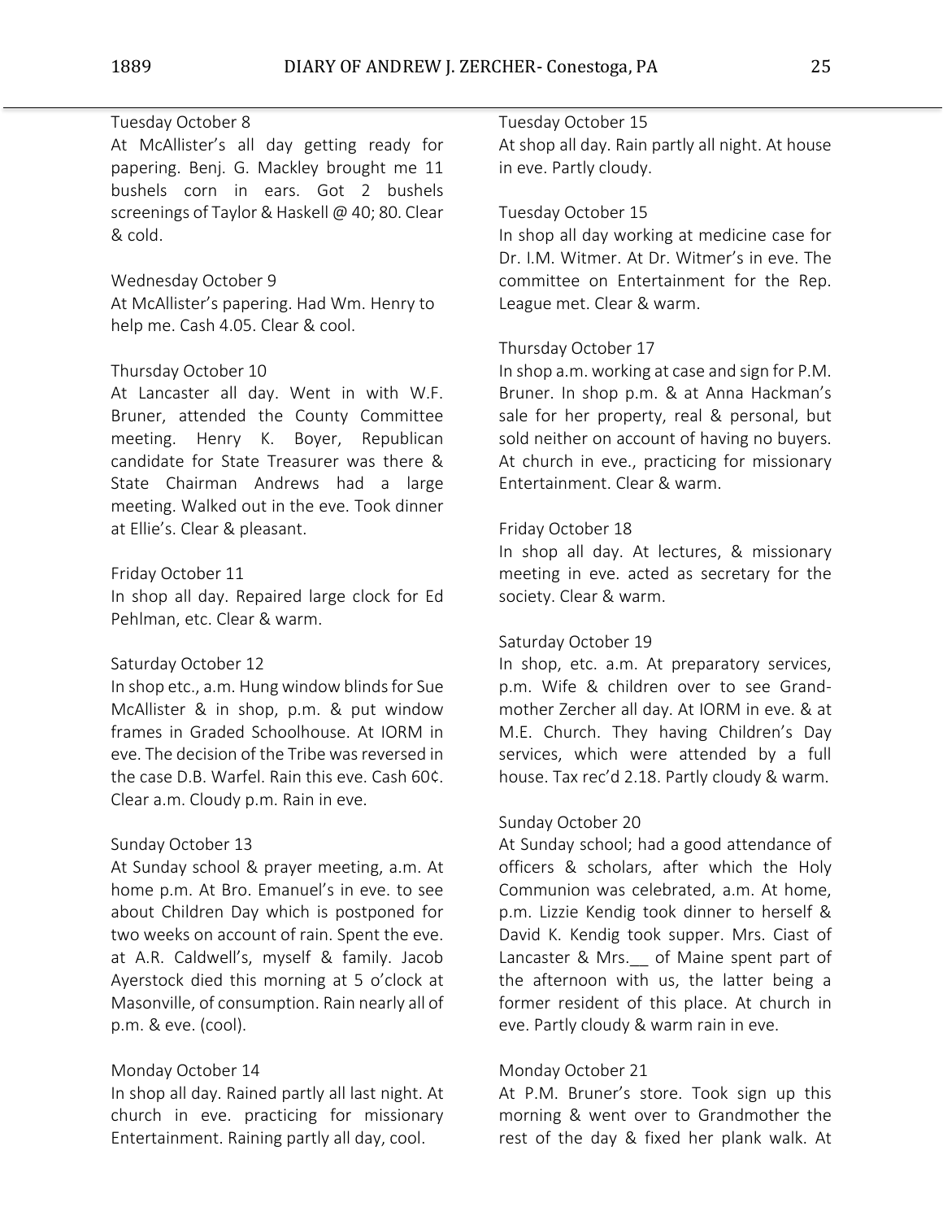Tuesday October 8

At McAllister's all day getting ready for papering. Benj. G. Mackley brought me 11 bushels corn in ears. Got 2 bushels screenings of Taylor & Haskell @ 40; 80. Clear & cold.

Wednesday October 9

At McAllister's papering. Had Wm. Henry to help me. Cash 4.05. Clear & cool.

Thursday October 10

At Lancaster all day. Went in with W.F. Bruner, attended the County Committee meeting. Henry K. Boyer, Republican candidate for State Treasurer was there & State Chairman Andrews had a large meeting. Walked out in the eve. Took dinner at Ellie's. Clear & pleasant.

Friday October 11

In shop all day. Repaired large clock for Ed Pehlman, etc. Clear & warm.

Saturday October 12

In shop etc., a.m. Hung window blinds for Sue McAllister & in shop, p.m. & put window frames in Graded Schoolhouse. At IORM in eve. The decision of the Tribe was reversed in the case D.B. Warfel. Rain this eve. Cash 60¢. Clear a.m. Cloudy p.m. Rain in eve.

Sunday October 13

At Sunday school & prayer meeting, a.m. At home p.m. At Bro. Emanuel's in eve. to see about Children Day which is postponed for two weeks on account of rain. Spent the eve. at A.R. Caldwell's, myself & family. Jacob Ayerstock died this morning at 5 o'clock at Masonville, of consumption. Rain nearly all of p.m. & eve. (cool).

Monday October 14

In shop all day. Rained partly all last night. At church in eve. practicing for missionary Entertainment. Raining partly all day, cool.

Tuesday October 15

At shop all day. Rain partly all night. At house in eve. Partly cloudy.

Tuesday October 15

In shop all day working at medicine case for Dr. I.M. Witmer. At Dr. Witmer's in eve. The committee on Entertainment for the Rep. League met. Clear & warm.

Thursday October 17

In shop a.m. working at case and sign for P.M. Bruner. In shop p.m. & at Anna Hackman's sale for her property, real & personal, but sold neither on account of having no buyers. At church in eve., practicing for missionary Entertainment. Clear & warm.

Friday October 18

In shop all day. At lectures, & missionary meeting in eve. acted as secretary for the society. Clear & warm.

Saturday October 19

In shop, etc. a.m. At preparatory services, p.m. Wife & children over to see Grandmother Zercher all day. At IORM in eve. & at M.E. Church. They having Children's Day services, which were attended by a full house. Tax rec'd 2.18. Partly cloudy & warm.

Sunday October 20

At Sunday school; had a good attendance of officers & scholars, after which the Holy Communion was celebrated, a.m. At home, p.m. Lizzie Kendig took dinner to herself & David K. Kendig took supper. Mrs. Ciast of Lancaster & Mrs.__ of Maine spent part of the afternoon with us, the latter being a former resident of this place. At church in eve. Partly cloudy & warm rain in eve.

Monday October 21

At P.M. Bruner's store. Took sign up this morning & went over to Grandmother the rest of the day & fixed her plank walk. At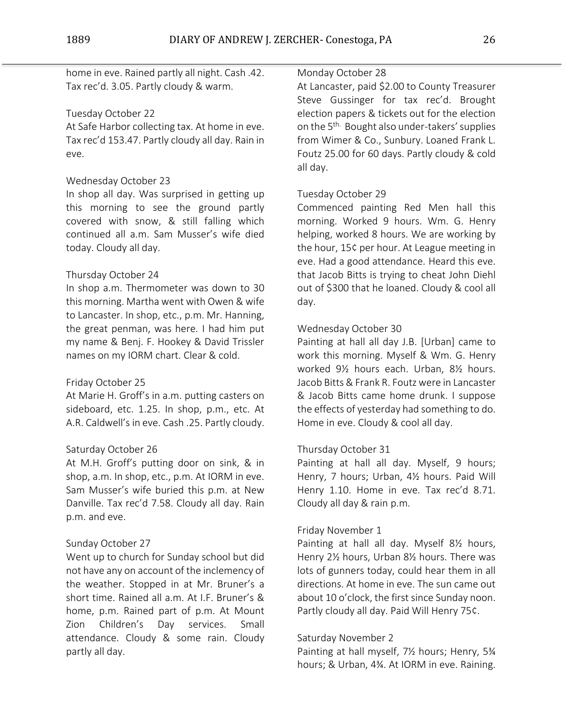home in eve. Rained partly all night. Cash .42. Tax rec'd. 3.05. Partly cloudy & warm.

Tuesday October 22
At Safe Harbor collecting tax. At home in eve. Tax rec'd 153.47. Partly cloudy all day. Rain in eve.

Wednesday October 23
In shop all day. Was surprised in getting up this morning to see the ground partly covered with snow, & still falling which continued all a.m. Sam Musser's wife died today. Cloudy all day.

Thursday October 24
In shop a.m. Thermometer was down to 30 this morning. Martha went with Owen & wife to Lancaster. In shop, etc., p.m. Mr. Hanning, the great penman, was here. I had him put my name & Benj. F. Hookey & David Trissler names on my IORM chart. Clear & cold.

Friday October 25
At Marie H. Groff's in a.m. putting casters on sideboard, etc. 1.25. In shop, p.m., etc. At A.R. Caldwell's in eve. Cash .25. Partly cloudy.

Saturday October 26
At M.H. Groff's putting door on sink, & in shop, a.m. In shop, etc., p.m. At IORM in eve. Sam Musser's wife buried this p.m. at New Danville. Tax rec'd 7.58. Cloudy all day. Rain p.m. and eve.

Sunday October 27
Went up to church for Sunday school but did not have any on account of the inclemency of the weather. Stopped in at Mr. Bruner's a short time. Rained all a.m. At I.F. Bruner's & home, p.m. Rained part of p.m. At Mount Zion Children's Day services. Small attendance. Cloudy & some rain. Cloudy partly all day.

Monday October 28
At Lancaster, paid $2.00 to County Treasurer Steve Gussinger for tax rec'd. Brought election papers & tickets out for the election on the 5th. Bought also under-takers' supplies from Wimer & Co., Sunbury. Loaned Frank L. Foutz 25.00 for 60 days. Partly cloudy & cold all day.

Tuesday October 29
Commenced painting Red Men hall this morning. Worked 9 hours. Wm. G. Henry helping, worked 8 hours. We are working by the hour, 15¢ per hour. At League meeting in eve. Had a good attendance. Heard this eve. that Jacob Bitts is trying to cheat John Diehl out of $300 that he loaned. Cloudy & cool all day.

Wednesday October 30
Painting at hall all day J.B. [Urban] came to work this morning. Myself & Wm. G. Henry worked 9½ hours each. Urban, 8½ hours. Jacob Bitts & Frank R. Foutz were in Lancaster & Jacob Bitts came home drunk. I suppose the effects of yesterday had something to do. Home in eve. Cloudy & cool all day.

Thursday October 31
Painting at hall all day. Myself, 9 hours; Henry, 7 hours; Urban, 4½ hours. Paid Will Henry 1.10. Home in eve. Tax rec'd 8.71. Cloudy all day & rain p.m.

Friday November 1
Painting at hall all day. Myself 8½ hours, Henry 2½ hours, Urban 8½ hours. There was lots of gunners today, could hear them in all directions. At home in eve. The sun came out about 10 o'clock, the first since Sunday noon. Partly cloudy all day. Paid Will Henry 75¢.

Saturday November 2
Painting at hall myself, 7½ hours; Henry, 5¾ hours; & Urban, 4¾. At IORM in eve. Raining.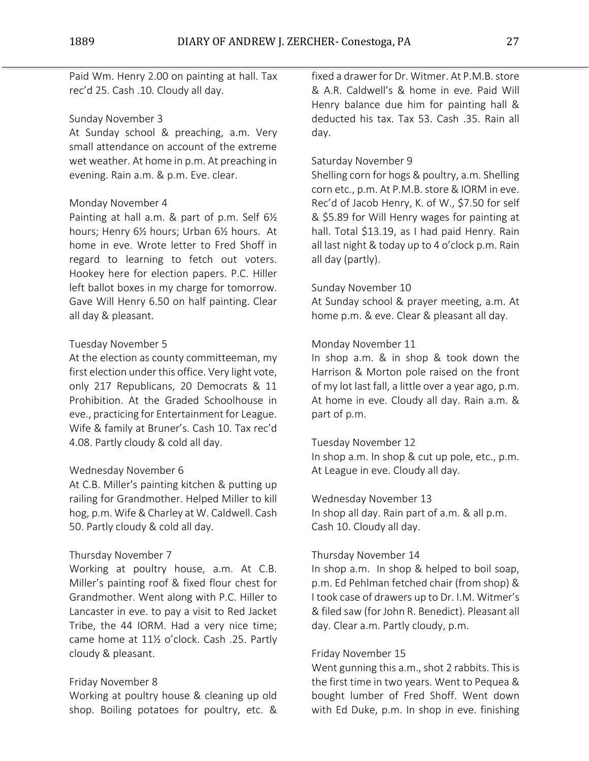Paid Wm. Henry 2.00 on painting at hall. Tax rec'd 25. Cash .10. Cloudy all day.

Sunday November 3
At Sunday school & preaching, a.m. Very small attendance on account of the extreme wet weather. At home in p.m. At preaching in evening. Rain a.m. & p.m. Eve. clear.

Monday November 4
Painting at hall a.m. & part of p.m. Self 6½ hours; Henry 6½ hours; Urban 6½ hours. At home in eve. Wrote letter to Fred Shoff in regard to learning to fetch out voters. Hookey here for election papers. P.C. Hiller left ballot boxes in my charge for tomorrow. Gave Will Henry 6.50 on half painting. Clear all day & pleasant.

Tuesday November 5
At the election as county committeeman, my first election under this office. Very light vote, only 217 Republicans, 20 Democrats & 11 Prohibition. At the Graded Schoolhouse in eve., practicing for Entertainment for League. Wife & family at Bruner's. Cash 10. Tax rec'd 4.08. Partly cloudy & cold all day.

Wednesday November 6
At C.B. Miller's painting kitchen & putting up railing for Grandmother. Helped Miller to kill hog, p.m. Wife & Charley at W. Caldwell. Cash 50. Partly cloudy & cold all day.

Thursday November 7
Working at poultry house, a.m. At C.B. Miller's painting roof & fixed flour chest for Grandmother. Went along with P.C. Hiller to Lancaster in eve. to pay a visit to Red Jacket Tribe, the 44 IORM. Had a very nice time; came home at 11½ o'clock. Cash .25. Partly cloudy & pleasant.

Friday November 8
Working at poultry house & cleaning up old shop. Boiling potatoes for poultry, etc. & fixed a drawer for Dr. Witmer. At P.M.B. store & A.R. Caldwell's & home in eve. Paid Will Henry balance due him for painting hall & deducted his tax. Tax 53. Cash .35. Rain all day.

Saturday November 9
Shelling corn for hogs & poultry, a.m. Shelling corn etc., p.m. At P.M.B. store & IORM in eve. Rec'd of Jacob Henry, K. of W., $7.50 for self & $5.89 for Will Henry wages for painting at hall. Total $13.19, as I had paid Henry. Rain all last night & today up to 4 o'clock p.m. Rain all day (partly).

Sunday November 10
At Sunday school & prayer meeting, a.m. At home p.m. & eve. Clear & pleasant all day.

Monday November 11
In shop a.m. & in shop & took down the Harrison & Morton pole raised on the front of my lot last fall, a little over a year ago, p.m. At home in eve. Cloudy all day. Rain a.m. & part of p.m.

Tuesday November 12
In shop a.m. In shop & cut up pole, etc., p.m. At League in eve. Cloudy all day.

Wednesday November 13
In shop all day. Rain part of a.m. & all p.m. Cash 10. Cloudy all day.

Thursday November 14
In shop a.m. In shop & helped to boil soap, p.m. Ed Pehlman fetched chair (from shop) & I took case of drawers up to Dr. I.M. Witmer's & filed saw (for John R. Benedict). Pleasant all day. Clear a.m. Partly cloudy, p.m.

Friday November 15
Went gunning this a.m., shot 2 rabbits. This is the first time in two years. Went to Pequea & bought lumber of Fred Shoff. Went down with Ed Duke, p.m. In shop in eve. finishing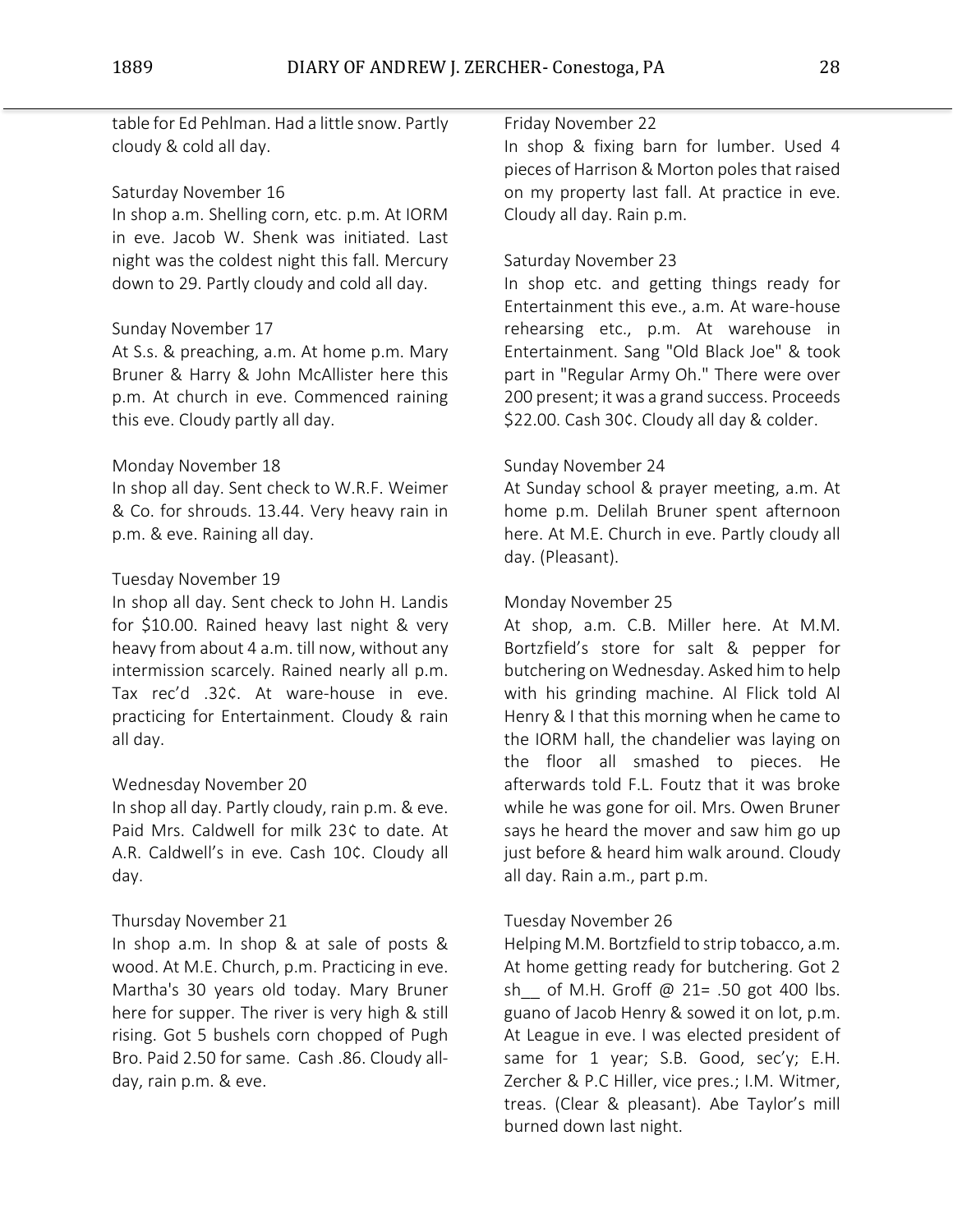table for Ed Pehlman. Had a little snow. Partly cloudy & cold all day.

Saturday November 16
In shop a.m. Shelling corn, etc. p.m. At IORM in eve. Jacob W. Shenk was initiated. Last night was the coldest night this fall. Mercury down to 29. Partly cloudy and cold all day.

Sunday November 17
At S.s. & preaching, a.m. At home p.m. Mary Bruner & Harry & John McAllister here this p.m. At church in eve. Commenced raining this eve. Cloudy partly all day.

Monday November 18
In shop all day. Sent check to W.R.F. Weimer & Co. for shrouds. 13.44. Very heavy rain in p.m. & eve. Raining all day.

Tuesday November 19
In shop all day. Sent check to John H. Landis for $10.00. Rained heavy last night & very heavy from about 4 a.m. till now, without any intermission scarcely. Rained nearly all p.m. Tax rec'd .32¢. At ware-house in eve. practicing for Entertainment. Cloudy & rain all day.

Wednesday November 20
In shop all day. Partly cloudy, rain p.m. & eve. Paid Mrs. Caldwell for milk 23¢ to date. At A.R. Caldwell's in eve. Cash 10¢. Cloudy all day.

Thursday November 21
In shop a.m. In shop & at sale of posts & wood. At M.E. Church, p.m. Practicing in eve. Martha's 30 years old today. Mary Bruner here for supper. The river is very high & still rising. Got 5 bushels corn chopped of Pugh Bro. Paid 2.50 for same. Cash .86. Cloudy all-day, rain p.m. & eve.

Friday November 22
In shop & fixing barn for lumber. Used 4 pieces of Harrison & Morton poles that raised on my property last fall. At practice in eve. Cloudy all day. Rain p.m.

Saturday November 23
In shop etc. and getting things ready for Entertainment this eve., a.m. At ware-house rehearsing etc., p.m. At warehouse in Entertainment. Sang "Old Black Joe" & took part in "Regular Army Oh." There were over 200 present; it was a grand success. Proceeds $22.00. Cash 30¢. Cloudy all day & colder.

Sunday November 24
At Sunday school & prayer meeting, a.m. At home p.m. Delilah Bruner spent afternoon here. At M.E. Church in eve. Partly cloudy all day. (Pleasant).

Monday November 25
At shop, a.m. C.B. Miller here. At M.M. Bortzfield's store for salt & pepper for butchering on Wednesday. Asked him to help with his grinding machine. Al Flick told Al Henry & I that this morning when he came to the IORM hall, the chandelier was laying on the floor all smashed to pieces. He afterwards told F.L. Foutz that it was broke while he was gone for oil. Mrs. Owen Bruner says he heard the mover and saw him go up just before & heard him walk around. Cloudy all day. Rain a.m., part p.m.

Tuesday November 26
Helping M.M. Bortzfield to strip tobacco, a.m. At home getting ready for butchering. Got 2 sh__ of M.H. Groff @ 21= .50 got 400 lbs. guano of Jacob Henry & sowed it on lot, p.m. At League in eve. I was elected president of same for 1 year; S.B. Good, sec'y; E.H. Zercher & P.C Hiller, vice pres.; I.M. Witmer, treas. (Clear & pleasant). Abe Taylor's mill burned down last night.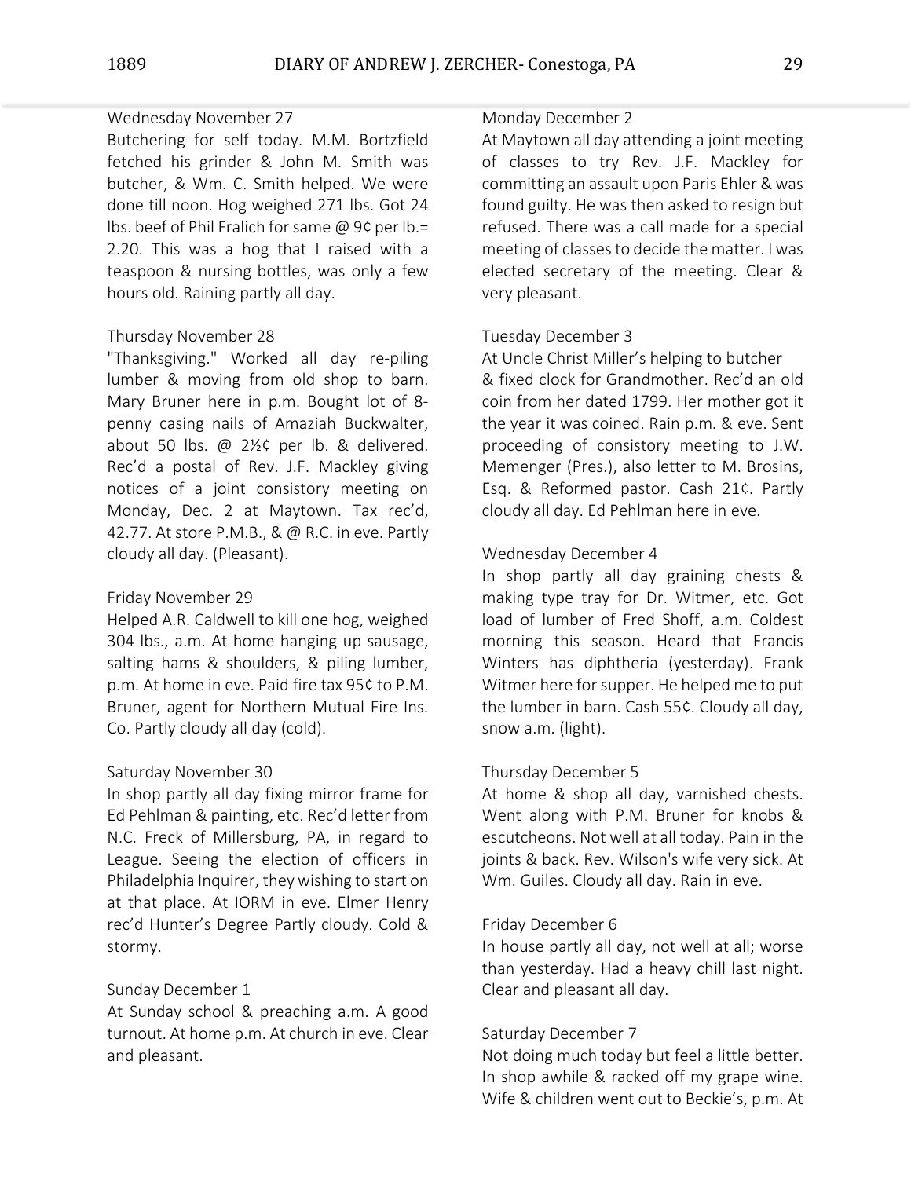Wednesday November 27
Butchering for self today. M.M. Bortzfield fetched his grinder & John M. Smith was butcher, & Wm. C. Smith helped. We were done till noon. Hog weighed 271 lbs. Got 24 lbs. beef of Phil Fralich for same @ 9¢ per lb.= 2.20. This was a hog that I raised with a teaspoon & nursing bottles, was only a few hours old. Raining partly all day.

Thursday November 28
"Thanksgiving." Worked all day re-piling lumber & moving from old shop to barn. Mary Bruner here in p.m. Bought lot of 8-penny casing nails of Amaziah Buckwalter, about 50 lbs. @ 2½¢ per lb. & delivered. Rec'd a postal of Rev. J.F. Mackley giving notices of a joint consistory meeting on Monday, Dec. 2 at Maytown. Tax rec'd, 42.77. At store P.M.B., & @ R.C. in eve. Partly cloudy all day. (Pleasant).

Friday November 29
Helped A.R. Caldwell to kill one hog, weighed 304 lbs., a.m. At home hanging up sausage, salting hams & shoulders, & piling lumber, p.m. At home in eve. Paid fire tax 95¢ to P.M. Bruner, agent for Northern Mutual Fire Ins. Co. Partly cloudy all day (cold).

Saturday November 30
In shop partly all day fixing mirror frame for Ed Pehlman & painting, etc. Rec'd letter from N.C. Freck of Millersburg, PA, in regard to League. Seeing the election of officers in Philadelphia Inquirer, they wishing to start on at that place. At IORM in eve. Elmer Henry rec'd Hunter's Degree Partly cloudy. Cold & stormy.

Sunday December 1
At Sunday school & preaching a.m. A good turnout. At home p.m. At church in eve. Clear and pleasant.

Monday December 2
At Maytown all day attending a joint meeting of classes to try Rev. J.F. Mackley for committing an assault upon Paris Ehler & was found guilty. He was then asked to resign but refused. There was a call made for a special meeting of classes to decide the matter. I was elected secretary of the meeting. Clear & very pleasant.

Tuesday December 3
At Uncle Christ Miller's helping to butcher & fixed clock for Grandmother. Rec'd an old coin from her dated 1799. Her mother got it the year it was coined. Rain p.m. & eve. Sent proceeding of consistory meeting to J.W. Memenger (Pres.), also letter to M. Brosins, Esq. & Reformed pastor. Cash 21¢. Partly cloudy all day. Ed Pehlman here in eve.

Wednesday December 4
In shop partly all day graining chests & making type tray for Dr. Witmer, etc. Got load of lumber of Fred Shoff, a.m. Coldest morning this season. Heard that Francis Winters has diphtheria (yesterday). Frank Witmer here for supper. He helped me to put the lumber in barn. Cash 55¢. Cloudy all day, snow a.m. (light).

Thursday December 5
At home & shop all day, varnished chests. Went along with P.M. Bruner for knobs & escutcheons. Not well at all today. Pain in the joints & back. Rev. Wilson's wife very sick. At Wm. Guiles. Cloudy all day. Rain in eve.

Friday December 6
In house partly all day, not well at all; worse than yesterday. Had a heavy chill last night. Clear and pleasant all day.

Saturday December 7
Not doing much today but feel a little better. In shop awhile & racked off my grape wine. Wife & children went out to Beckie's, p.m. At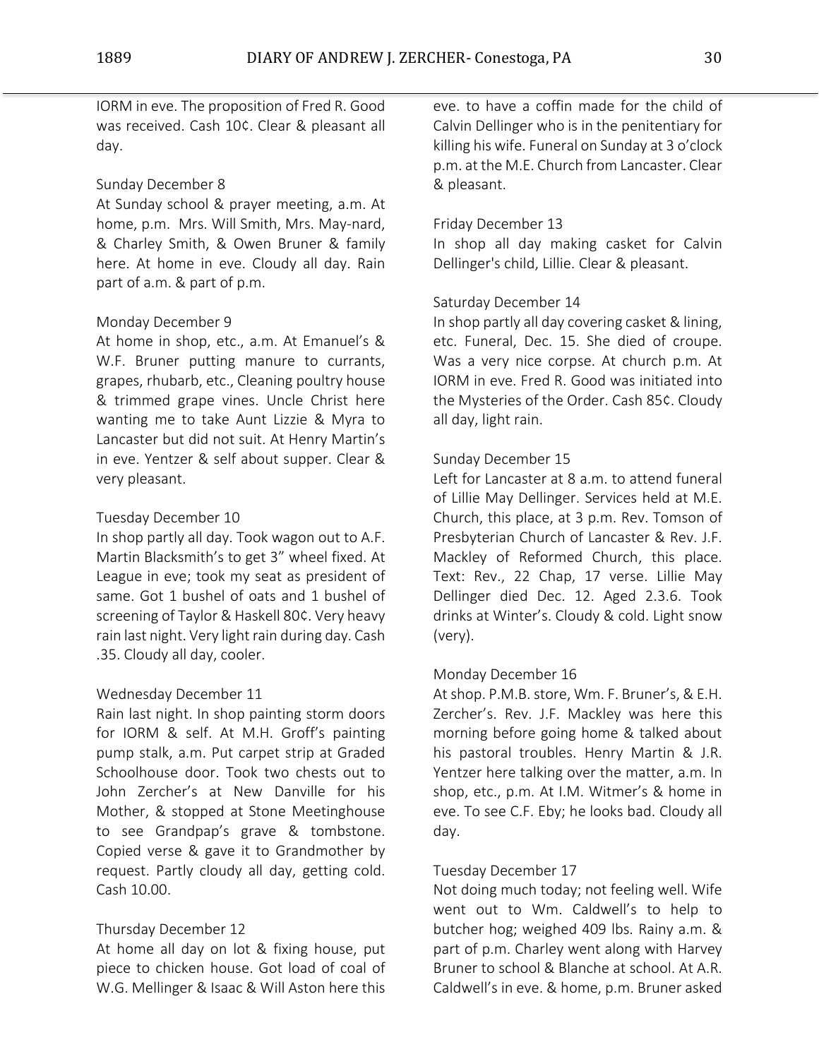IORM in eve. The proposition of Fred R. Good was received. Cash 10¢. Clear & pleasant all day.

Sunday December 8
At Sunday school & prayer meeting, a.m. At home, p.m. Mrs. Will Smith, Mrs. May-nard, & Charley Smith, & Owen Bruner & family here. At home in eve. Cloudy all day. Rain part of a.m. & part of p.m.

Monday December 9
At home in shop, etc., a.m. At Emanuel's & W.F. Bruner putting manure to currants, grapes, rhubarb, etc., Cleaning poultry house & trimmed grape vines. Uncle Christ here wanting me to take Aunt Lizzie & Myra to Lancaster but did not suit. At Henry Martin's in eve. Yentzer & self about supper. Clear & very pleasant.

Tuesday December 10
In shop partly all day. Took wagon out to A.F. Martin Blacksmith's to get 3" wheel fixed. At League in eve; took my seat as president of same. Got 1 bushel of oats and 1 bushel of screening of Taylor & Haskell 80¢. Very heavy rain last night. Very light rain during day. Cash .35. Cloudy all day, cooler.

Wednesday December 11
Rain last night. In shop painting storm doors for IORM & self. At M.H. Groff's painting pump stalk, a.m. Put carpet strip at Graded Schoolhouse door. Took two chests out to John Zercher's at New Danville for his Mother, & stopped at Stone Meetinghouse to see Grandpap's grave & tombstone. Copied verse & gave it to Grandmother by request. Partly cloudy all day, getting cold. Cash 10.00.

Thursday December 12
At home all day on lot & fixing house, put piece to chicken house. Got load of coal of W.G. Mellinger & Isaac & Will Aston here this eve. to have a coffin made for the child of Calvin Dellinger who is in the penitentiary for killing his wife. Funeral on Sunday at 3 o'clock p.m. at the M.E. Church from Lancaster. Clear & pleasant.

Friday December 13
In shop all day making casket for Calvin Dellinger's child, Lillie. Clear & pleasant.

Saturday December 14
In shop partly all day covering casket & lining, etc. Funeral, Dec. 15. She died of croupe. Was a very nice corpse. At church p.m. At IORM in eve. Fred R. Good was initiated into the Mysteries of the Order. Cash 85¢. Cloudy all day, light rain.

Sunday December 15
Left for Lancaster at 8 a.m. to attend funeral of Lillie May Dellinger. Services held at M.E. Church, this place, at 3 p.m. Rev. Tomson of Presbyterian Church of Lancaster & Rev. J.F. Mackley of Reformed Church, this place. Text: Rev., 22 Chap, 17 verse. Lillie May Dellinger died Dec. 12. Aged 2.3.6. Took drinks at Winter's. Cloudy & cold. Light snow (very).

Monday December 16
At shop. P.M.B. store, Wm. F. Bruner's, & E.H. Zercher's. Rev. J.F. Mackley was here this morning before going home & talked about his pastoral troubles. Henry Martin & J.R. Yentzer here talking over the matter, a.m. In shop, etc., p.m. At I.M. Witmer's & home in eve. To see C.F. Eby; he looks bad. Cloudy all day.

Tuesday December 17
Not doing much today; not feeling well. Wife went out to Wm. Caldwell's to help to butcher hog; weighed 409 lbs. Rainy a.m. & part of p.m. Charley went along with Harvey Bruner to school & Blanche at school. At A.R. Caldwell's in eve. & home, p.m. Bruner asked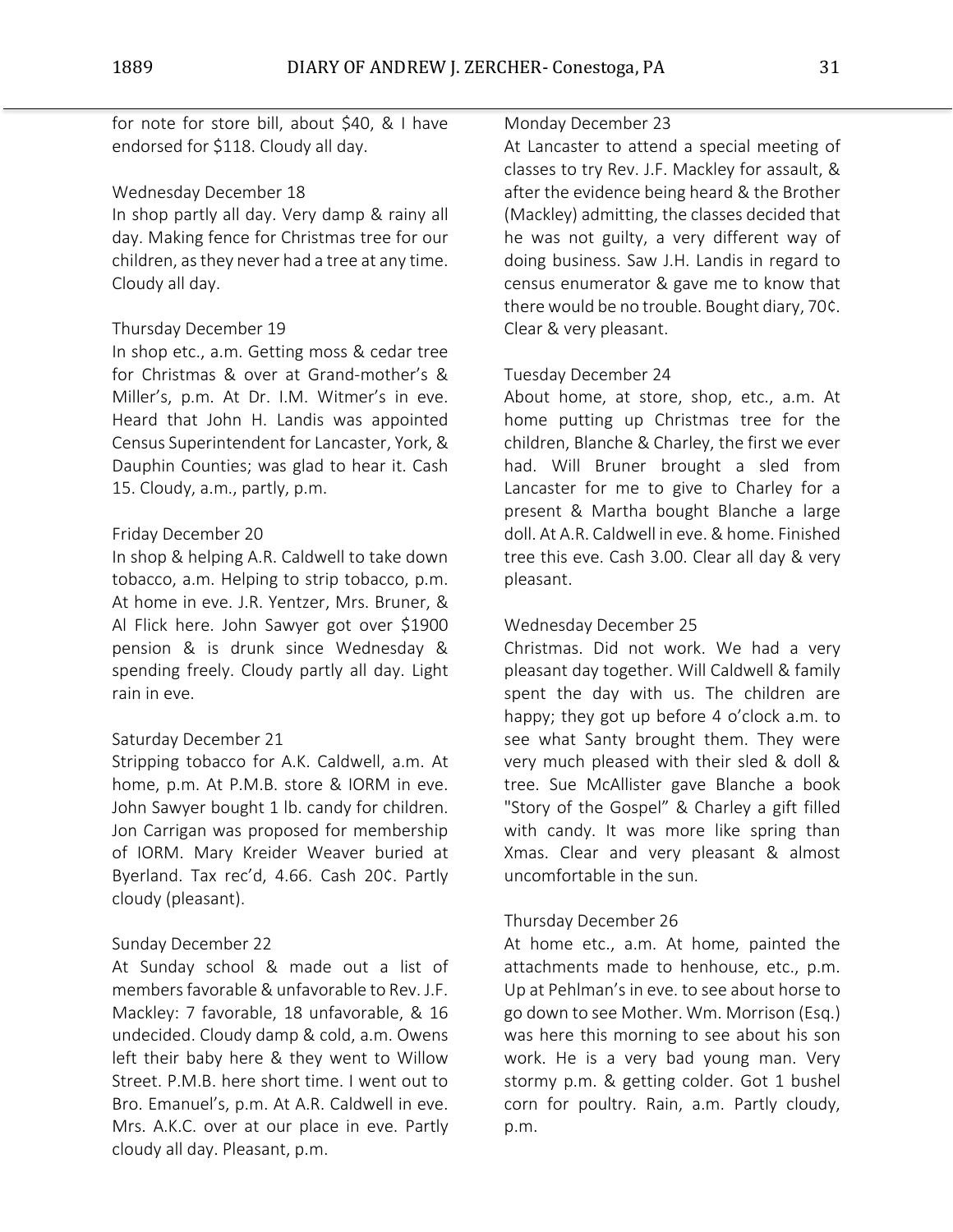for note for store bill, about $40, & I have endorsed for $118. Cloudy all day.

Wednesday December 18

In shop partly all day. Very damp & rainy all day. Making fence for Christmas tree for our children, as they never had a tree at any time. Cloudy all day.

Thursday December 19

In shop etc., a.m. Getting moss & cedar tree for Christmas & over at Grand-mother's & Miller's, p.m. At Dr. I.M. Witmer's in eve. Heard that John H. Landis was appointed Census Superintendent for Lancaster, York, & Dauphin Counties; was glad to hear it. Cash 15. Cloudy, a.m., partly, p.m.

Friday December 20

In shop & helping A.R. Caldwell to take down tobacco, a.m. Helping to strip tobacco, p.m. At home in eve. J.R. Yentzer, Mrs. Bruner, & Al Flick here. John Sawyer got over $1900 pension & is drunk since Wednesday & spending freely. Cloudy partly all day. Light rain in eve.

Saturday December 21

Stripping tobacco for A.K. Caldwell, a.m. At home, p.m. At P.M.B. store & IORM in eve. John Sawyer bought 1 lb. candy for children. Jon Carrigan was proposed for membership of IORM. Mary Kreider Weaver buried at Byerland. Tax rec'd, 4.66. Cash 20¢. Partly cloudy (pleasant).

Sunday December 22

At Sunday school & made out a list of members favorable & unfavorable to Rev. J.F. Mackley: 7 favorable, 18 unfavorable, & 16 undecided. Cloudy damp & cold, a.m. Owens left their baby here & they went to Willow Street. P.M.B. here short time. I went out to Bro. Emanuel's, p.m. At A.R. Caldwell in eve. Mrs. A.K.C. over at our place in eve. Partly cloudy all day. Pleasant, p.m.

Monday December 23

At Lancaster to attend a special meeting of classes to try Rev. J.F. Mackley for assault, & after the evidence being heard & the Brother (Mackley) admitting, the classes decided that he was not guilty, a very different way of doing business. Saw J.H. Landis in regard to census enumerator & gave me to know that there would be no trouble. Bought diary, 70¢. Clear & very pleasant.

Tuesday December 24

About home, at store, shop, etc., a.m. At home putting up Christmas tree for the children, Blanche & Charley, the first we ever had. Will Bruner brought a sled from Lancaster for me to give to Charley for a present & Martha bought Blanche a large doll. At A.R. Caldwell in eve. & home. Finished tree this eve. Cash 3.00. Clear all day & very pleasant.

Wednesday December 25

Christmas. Did not work. We had a very pleasant day together. Will Caldwell & family spent the day with us. The children are happy; they got up before 4 o'clock a.m. to see what Santy brought them. They were very much pleased with their sled & doll & tree. Sue McAllister gave Blanche a book "Story of the Gospel" & Charley a gift filled with candy. It was more like spring than Xmas. Clear and very pleasant & almost uncomfortable in the sun.

Thursday December 26

At home etc., a.m. At home, painted the attachments made to henhouse, etc., p.m. Up at Pehlman's in eve. to see about horse to go down to see Mother. Wm. Morrison (Esq.) was here this morning to see about his son work. He is a very bad young man. Very stormy p.m. & getting colder. Got 1 bushel corn for poultry. Rain, a.m. Partly cloudy, p.m.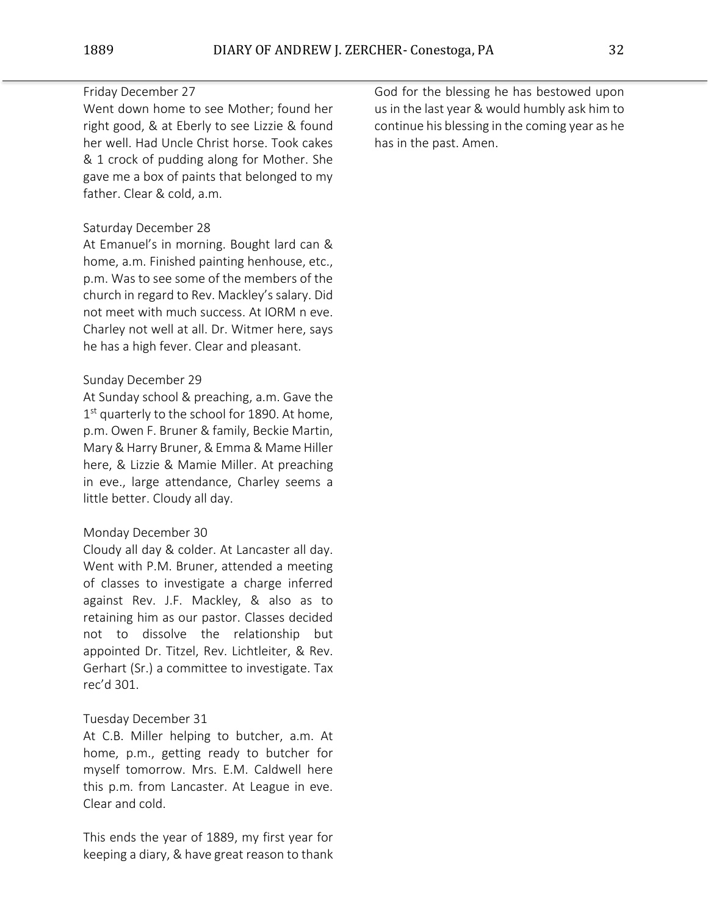Friday December 27
Went down home to see Mother; found her right good, & at Eberly to see Lizzie & found her well. Had Uncle Christ horse. Took cakes & 1 crock of pudding along for Mother. She gave me a box of paints that belonged to my father. Clear & cold, a.m.

Saturday December 28
At Emanuel's in morning. Bought lard can & home, a.m. Finished painting henhouse, etc., p.m. Was to see some of the members of the church in regard to Rev. Mackley's salary. Did not meet with much success. At IORM n eve. Charley not well at all. Dr. Witmer here, says he has a high fever. Clear and pleasant.

Sunday December 29
At Sunday school & preaching, a.m. Gave the 1st quarterly to the school for 1890. At home, p.m. Owen F. Bruner & family, Beckie Martin, Mary & Harry Bruner, & Emma & Mame Hiller here, & Lizzie & Mamie Miller. At preaching in eve., large attendance, Charley seems a little better. Cloudy all day.

Monday December 30
Cloudy all day & colder. At Lancaster all day. Went with P.M. Bruner, attended a meeting of classes to investigate a charge inferred against Rev. J.F. Mackley, & also as to retaining him as our pastor. Classes decided not to dissolve the relationship but appointed Dr. Titzel, Rev. Lichtleiter, & Rev. Gerhart (Sr.) a committee to investigate. Tax rec'd 301.

Tuesday December 31
At C.B. Miller helping to butcher, a.m. At home, p.m., getting ready to butcher for myself tomorrow. Mrs. E.M. Caldwell here this p.m. from Lancaster. At League in eve. Clear and cold.

This ends the year of 1889, my first year for keeping a diary, & have great reason to thank God for the blessing he has bestowed upon us in the last year & would humbly ask him to continue his blessing in the coming year as he has in the past. Amen.